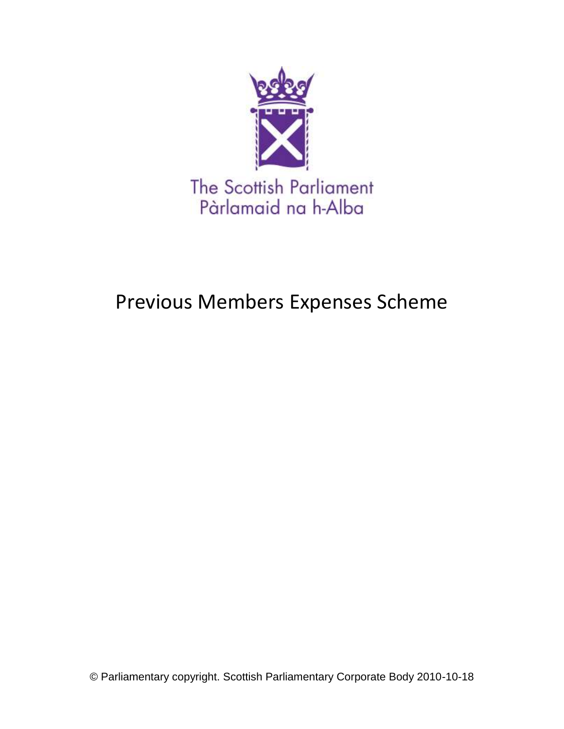The Scottish Parliament
Pàrlamaid na h-Alba

# Previous Members Expenses Scheme

© Parliamentary copyright. Scottish Parliamentary Corporate Body 2010-10-18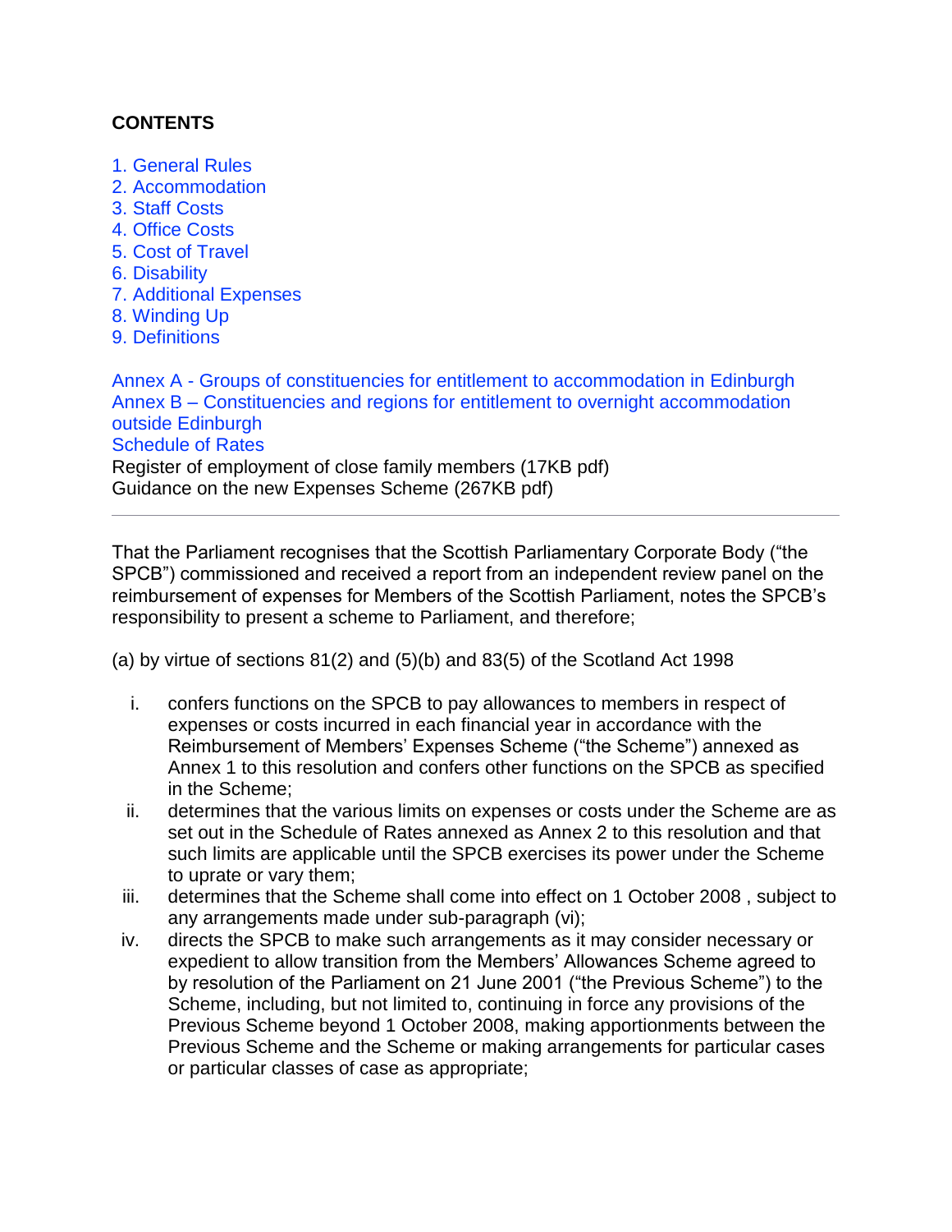**CONTENTS**

1. General Rules
2. Accommodation
3. Staff Costs
4. Office Costs
5. Cost of Travel
6. Disability
7. Additional Expenses
8. Winding Up
9. Definitions

Annex A - Groups of constituencies for entitlement to accommodation in Edinburgh
Annex B – Constituencies and regions for entitlement to overnight accommodation outside Edinburgh
Schedule of Rates
Register of employment of close family members (17KB pdf)
Guidance on the new Expenses Scheme (267KB pdf)

---

That the Parliament recognises that the Scottish Parliamentary Corporate Body ("the SPCB") commissioned and received a report from an independent review panel on the reimbursement of expenses for Members of the Scottish Parliament, notes the SPCB's responsibility to present a scheme to Parliament, and therefore;

(a) by virtue of sections 81(2) and (5)(b) and 83(5) of the Scotland Act 1998

i. confers functions on the SPCB to pay allowances to members in respect of expenses or costs incurred in each financial year in accordance with the Reimbursement of Members' Expenses Scheme ("the Scheme") annexed as Annex 1 to this resolution and confers other functions on the SPCB as specified in the Scheme;
ii. determines that the various limits on expenses or costs under the Scheme are as set out in the Schedule of Rates annexed as Annex 2 to this resolution and that such limits are applicable until the SPCB exercises its power under the Scheme to uprate or vary them;
iii. determines that the Scheme shall come into effect on 1 October 2008 , subject to any arrangements made under sub-paragraph (vi);
iv. directs the SPCB to make such arrangements as it may consider necessary or expedient to allow transition from the Members' Allowances Scheme agreed to by resolution of the Parliament on 21 June 2001 ("the Previous Scheme") to the Scheme, including, but not limited to, continuing in force any provisions of the Previous Scheme beyond 1 October 2008, making apportionments between the Previous Scheme and the Scheme or making arrangements for particular cases or particular classes of case as appropriate;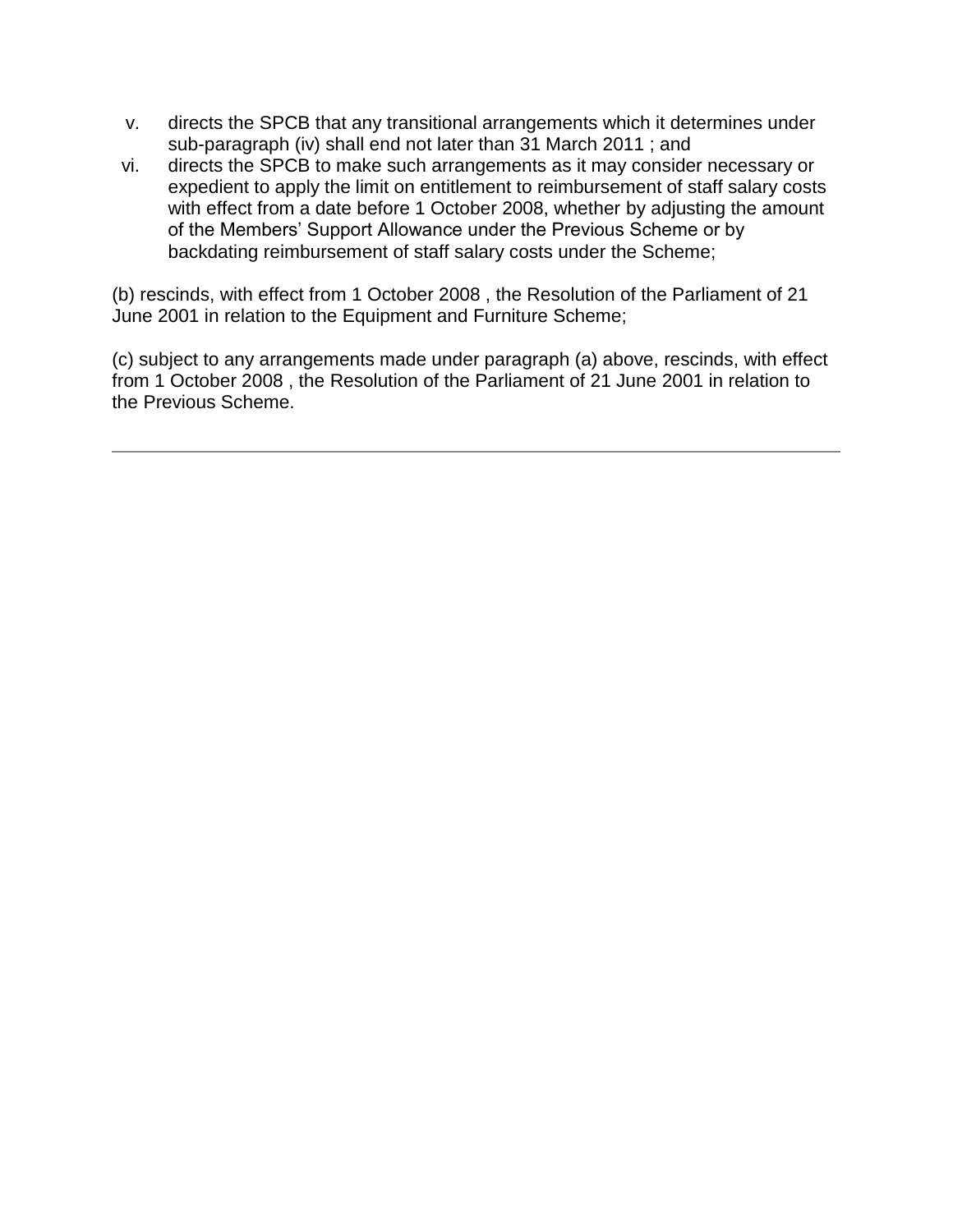v. directs the SPCB that any transitional arrangements which it determines under sub-paragraph (iv) shall end not later than 31 March 2011 ; and

vi. directs the SPCB to make such arrangements as it may consider necessary or expedient to apply the limit on entitlement to reimbursement of staff salary costs with effect from a date before 1 October 2008, whether by adjusting the amount of the Members' Support Allowance under the Previous Scheme or by backdating reimbursement of staff salary costs under the Scheme;

(b) rescinds, with effect from 1 October 2008 , the Resolution of the Parliament of 21 June 2001 in relation to the Equipment and Furniture Scheme;

(c) subject to any arrangements made under paragraph (a) above, rescinds, with effect from 1 October 2008 , the Resolution of the Parliament of 21 June 2001 in relation to the Previous Scheme.

---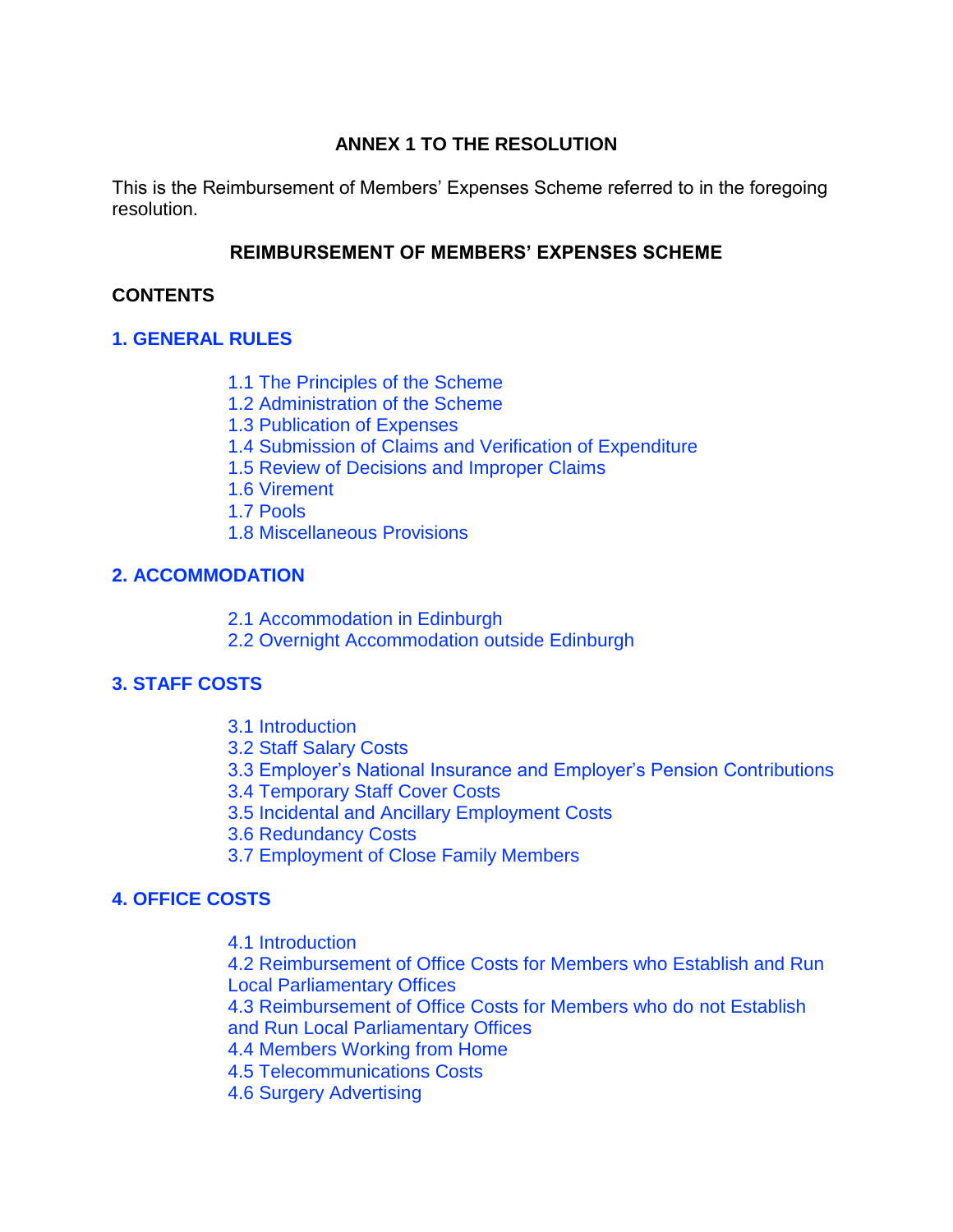**ANNEX 1 TO THE RESOLUTION**

This is the Reimbursement of Members' Expenses Scheme referred to in the foregoing resolution.

**REIMBURSEMENT OF MEMBERS' EXPENSES SCHEME**

**CONTENTS**

**1. GENERAL RULES**

- 1.1 The Principles of the Scheme
- 1.2 Administration of the Scheme
- 1.3 Publication of Expenses
- 1.4 Submission of Claims and Verification of Expenditure
- 1.5 Review of Decisions and Improper Claims
- 1.6 Virement
- 1.7 Pools
- 1.8 Miscellaneous Provisions

**2. ACCOMMODATION**

- 2.1 Accommodation in Edinburgh
- 2.2 Overnight Accommodation outside Edinburgh

**3. STAFF COSTS**

- 3.1 Introduction
- 3.2 Staff Salary Costs
- 3.3 Employer's National Insurance and Employer's Pension Contributions
- 3.4 Temporary Staff Cover Costs
- 3.5 Incidental and Ancillary Employment Costs
- 3.6 Redundancy Costs
- 3.7 Employment of Close Family Members

**4. OFFICE COSTS**

- 4.1 Introduction
- 4.2 Reimbursement of Office Costs for Members who Establish and Run Local Parliamentary Offices
- 4.3 Reimbursement of Office Costs for Members who do not Establish and Run Local Parliamentary Offices
- 4.4 Members Working from Home
- 4.5 Telecommunications Costs
- 4.6 Surgery Advertising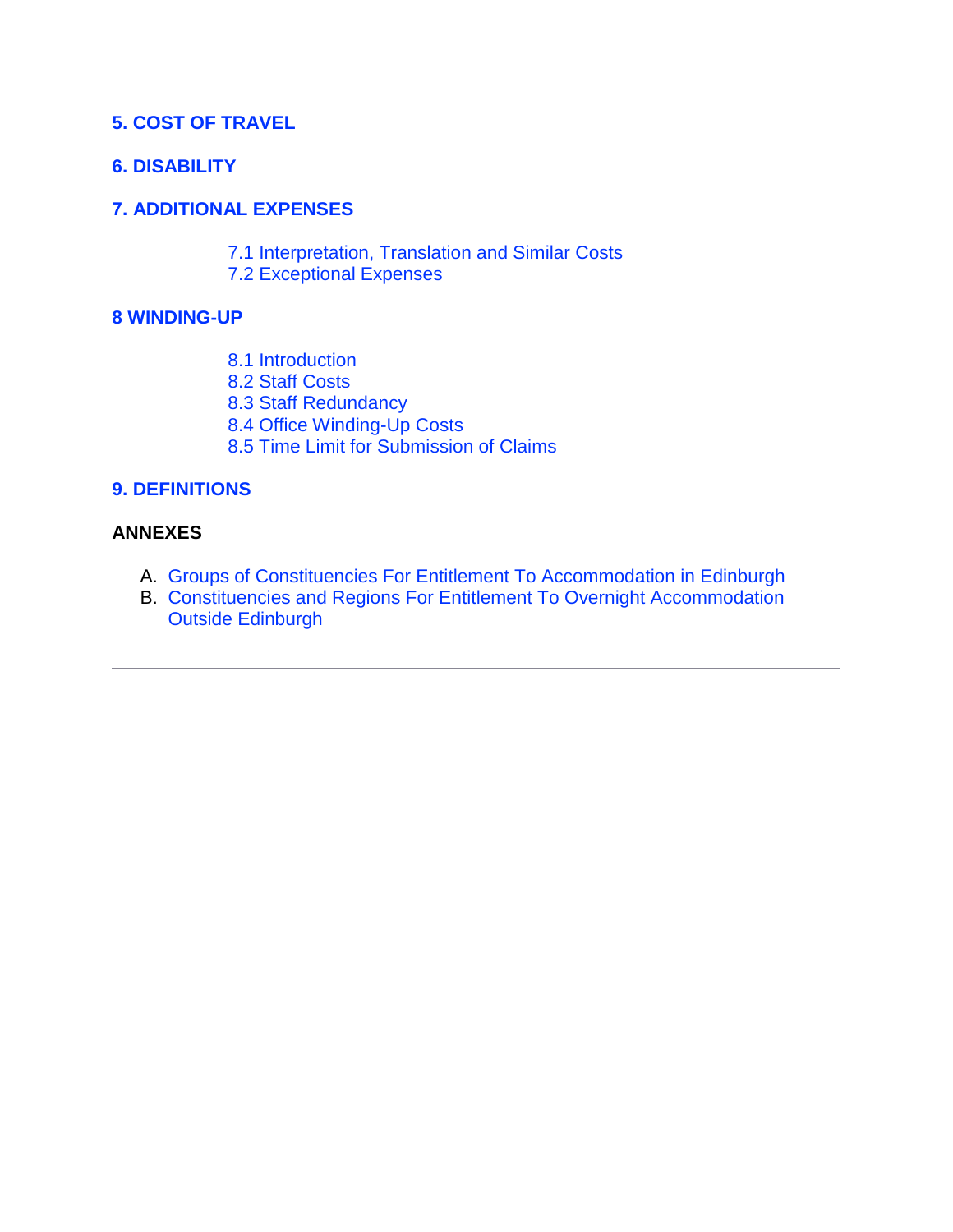**5. COST OF TRAVEL**

**6. DISABILITY**

**7. ADDITIONAL EXPENSES**

- 7.1 Interpretation, Translation and Similar Costs
- 7.2 Exceptional Expenses

**8 WINDING-UP**

- 8.1 Introduction
- 8.2 Staff Costs
- 8.3 Staff Redundancy
- 8.4 Office Winding-Up Costs
- 8.5 Time Limit for Submission of Claims

**9. DEFINITIONS**

**ANNEXES**

A. Groups of Constituencies For Entitlement To Accommodation in Edinburgh
B. Constituencies and Regions For Entitlement To Overnight Accommodation Outside Edinburgh

---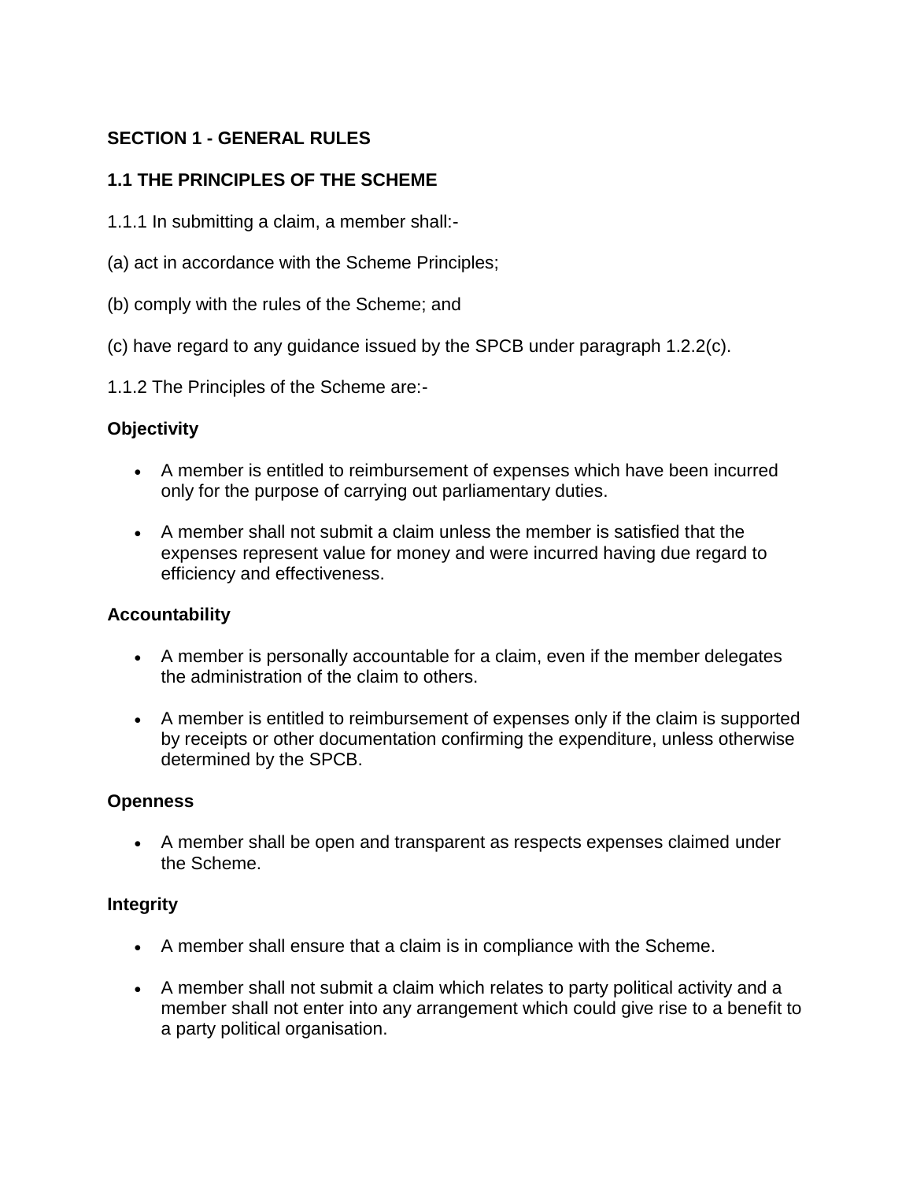## SECTION 1 - GENERAL RULES

### 1.1 THE PRINCIPLES OF THE SCHEME

1.1.1 In submitting a claim, a member shall:-

(a) act in accordance with the Scheme Principles;

(b) comply with the rules of the Scheme; and

(c) have regard to any guidance issued by the SPCB under paragraph 1.2.2(c).

1.1.2 The Principles of the Scheme are:-

**Objectivity**

- A member is entitled to reimbursement of expenses which have been incurred only for the purpose of carrying out parliamentary duties.
- A member shall not submit a claim unless the member is satisfied that the expenses represent value for money and were incurred having due regard to efficiency and effectiveness.

**Accountability**

- A member is personally accountable for a claim, even if the member delegates the administration of the claim to others.
- A member is entitled to reimbursement of expenses only if the claim is supported by receipts or other documentation confirming the expenditure, unless otherwise determined by the SPCB.

**Openness**

- A member shall be open and transparent as respects expenses claimed under the Scheme.

**Integrity**

- A member shall ensure that a claim is in compliance with the Scheme.
- A member shall not submit a claim which relates to party political activity and a member shall not enter into any arrangement which could give rise to a benefit to a party political organisation.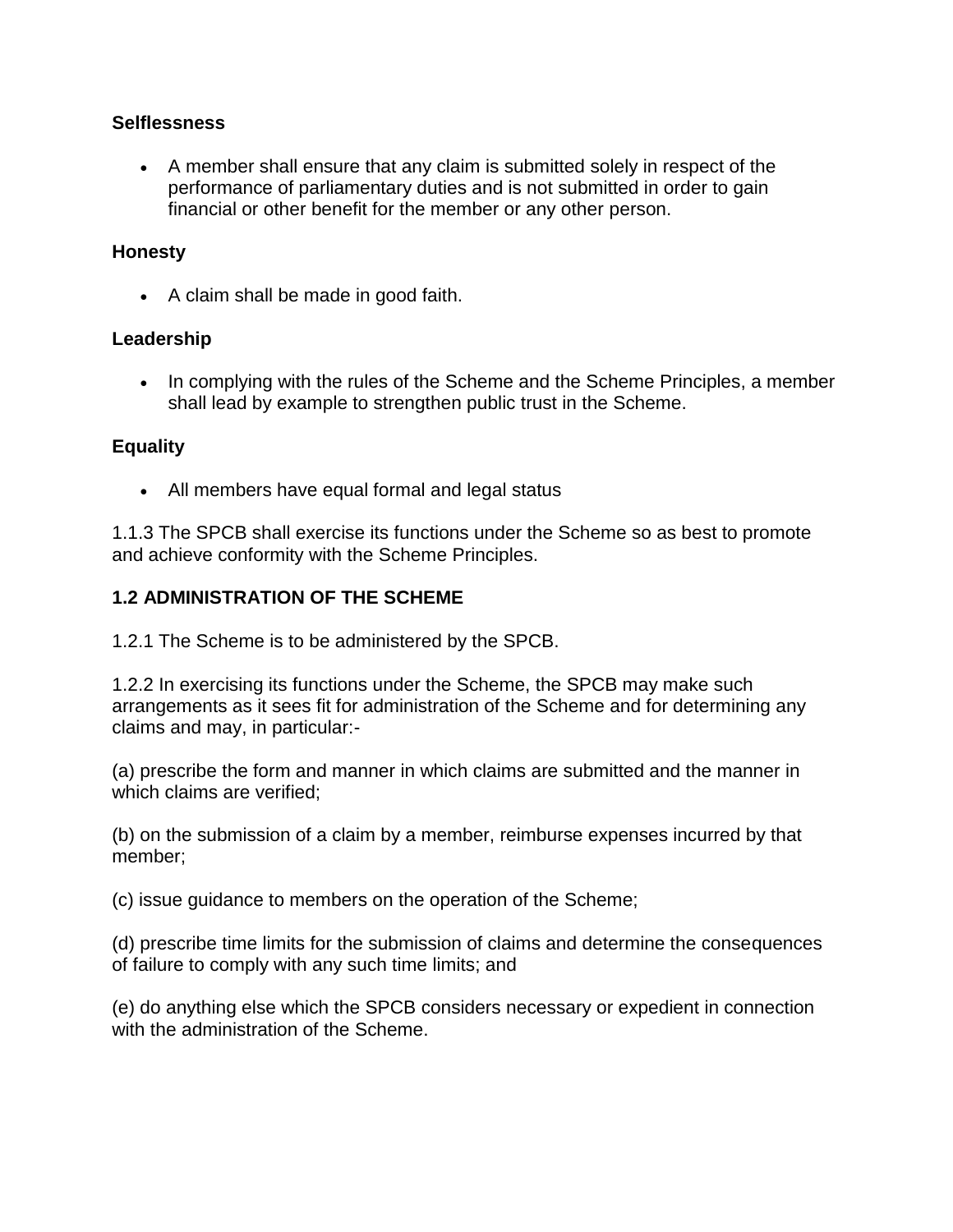**Selflessness**

- A member shall ensure that any claim is submitted solely in respect of the performance of parliamentary duties and is not submitted in order to gain financial or other benefit for the member or any other person.

**Honesty**

- A claim shall be made in good faith.

**Leadership**

- In complying with the rules of the Scheme and the Scheme Principles, a member shall lead by example to strengthen public trust in the Scheme.

**Equality**

- All members have equal formal and legal status

1.1.3 The SPCB shall exercise its functions under the Scheme so as best to promote and achieve conformity with the Scheme Principles.

### 1.2 ADMINISTRATION OF THE SCHEME

1.2.1 The Scheme is to be administered by the SPCB.

1.2.2 In exercising its functions under the Scheme, the SPCB may make such arrangements as it sees fit for administration of the Scheme and for determining any claims and may, in particular:-

(a) prescribe the form and manner in which claims are submitted and the manner in which claims are verified;

(b) on the submission of a claim by a member, reimburse expenses incurred by that member;

(c) issue guidance to members on the operation of the Scheme;

(d) prescribe time limits for the submission of claims and determine the consequences of failure to comply with any such time limits; and

(e) do anything else which the SPCB considers necessary or expedient in connection with the administration of the Scheme.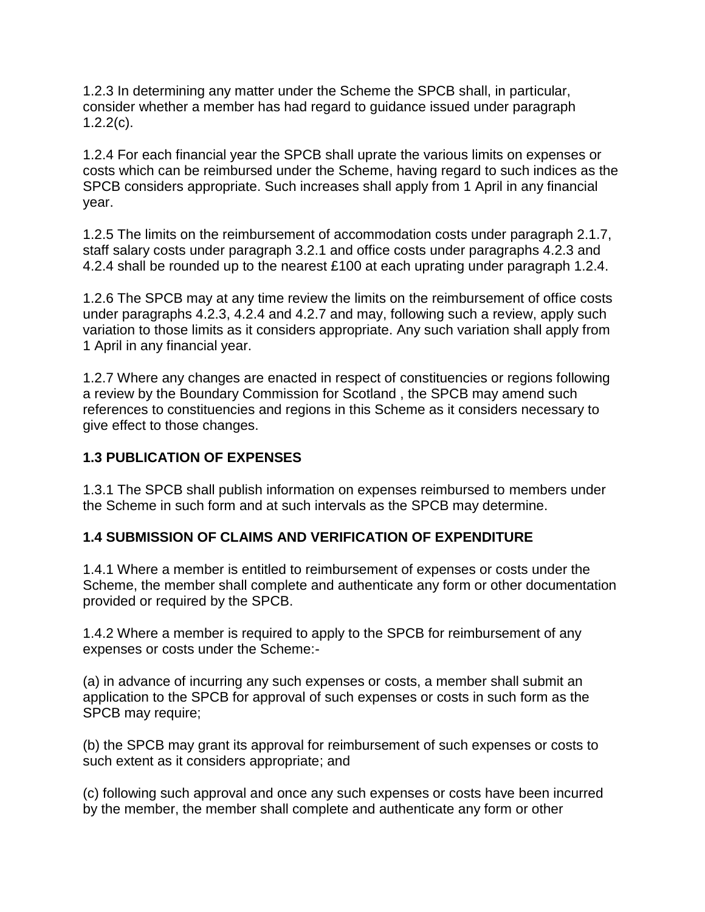1.2.3 In determining any matter under the Scheme the SPCB shall, in particular, consider whether a member has had regard to guidance issued under paragraph 1.2.2(c).

1.2.4 For each financial year the SPCB shall uprate the various limits on expenses or costs which can be reimbursed under the Scheme, having regard to such indices as the SPCB considers appropriate. Such increases shall apply from 1 April in any financial year.

1.2.5 The limits on the reimbursement of accommodation costs under paragraph 2.1.7, staff salary costs under paragraph 3.2.1 and office costs under paragraphs 4.2.3 and 4.2.4 shall be rounded up to the nearest £100 at each uprating under paragraph 1.2.4.

1.2.6 The SPCB may at any time review the limits on the reimbursement of office costs under paragraphs 4.2.3, 4.2.4 and 4.2.7 and may, following such a review, apply such variation to those limits as it considers appropriate. Any such variation shall apply from 1 April in any financial year.

1.2.7 Where any changes are enacted in respect of constituencies or regions following a review by the Boundary Commission for Scotland , the SPCB may amend such references to constituencies and regions in this Scheme as it considers necessary to give effect to those changes.

**1.3 PUBLICATION OF EXPENSES**

1.3.1 The SPCB shall publish information on expenses reimbursed to members under the Scheme in such form and at such intervals as the SPCB may determine.

**1.4 SUBMISSION OF CLAIMS AND VERIFICATION OF EXPENDITURE**

1.4.1 Where a member is entitled to reimbursement of expenses or costs under the Scheme, the member shall complete and authenticate any form or other documentation provided or required by the SPCB.

1.4.2 Where a member is required to apply to the SPCB for reimbursement of any expenses or costs under the Scheme:-

(a) in advance of incurring any such expenses or costs, a member shall submit an application to the SPCB for approval of such expenses or costs in such form as the SPCB may require;

(b) the SPCB may grant its approval for reimbursement of such expenses or costs to such extent as it considers appropriate; and

(c) following such approval and once any such expenses or costs have been incurred by the member, the member shall complete and authenticate any form or other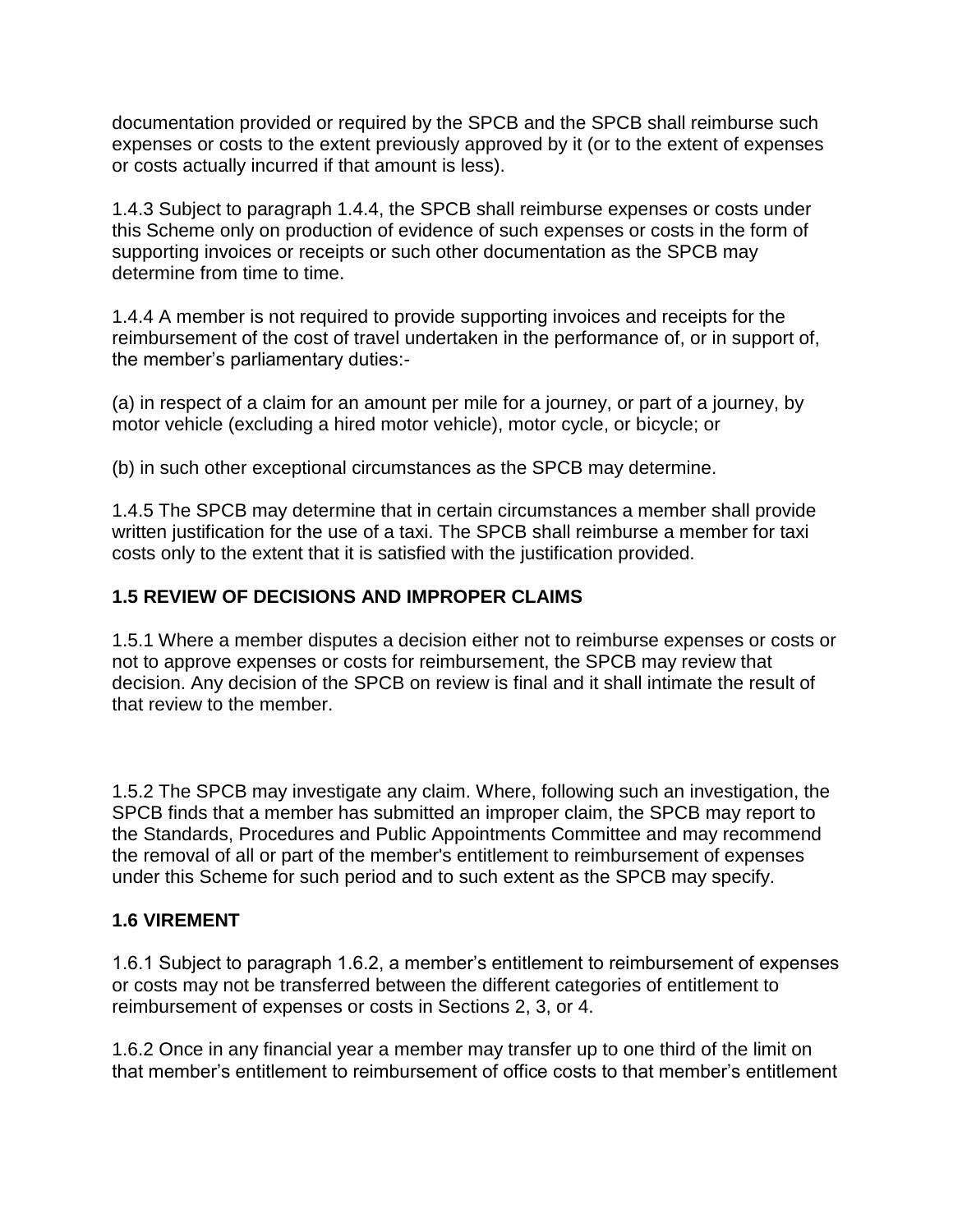documentation provided or required by the SPCB and the SPCB shall reimburse such expenses or costs to the extent previously approved by it (or to the extent of expenses or costs actually incurred if that amount is less).

1.4.3 Subject to paragraph 1.4.4, the SPCB shall reimburse expenses or costs under this Scheme only on production of evidence of such expenses or costs in the form of supporting invoices or receipts or such other documentation as the SPCB may determine from time to time.

1.4.4 A member is not required to provide supporting invoices and receipts for the reimbursement of the cost of travel undertaken in the performance of, or in support of, the member's parliamentary duties:-

(a) in respect of a claim for an amount per mile for a journey, or part of a journey, by motor vehicle (excluding a hired motor vehicle), motor cycle, or bicycle; or

(b) in such other exceptional circumstances as the SPCB may determine.

1.4.5 The SPCB may determine that in certain circumstances a member shall provide written justification for the use of a taxi. The SPCB shall reimburse a member for taxi costs only to the extent that it is satisfied with the justification provided.

**1.5 REVIEW OF DECISIONS AND IMPROPER CLAIMS**

1.5.1 Where a member disputes a decision either not to reimburse expenses or costs or not to approve expenses or costs for reimbursement, the SPCB may review that decision. Any decision of the SPCB on review is final and it shall intimate the result of that review to the member.

1.5.2 The SPCB may investigate any claim. Where, following such an investigation, the SPCB finds that a member has submitted an improper claim, the SPCB may report to the Standards, Procedures and Public Appointments Committee and may recommend the removal of all or part of the member's entitlement to reimbursement of expenses under this Scheme for such period and to such extent as the SPCB may specify.

**1.6 VIREMENT**

1.6.1 Subject to paragraph 1.6.2, a member's entitlement to reimbursement of expenses or costs may not be transferred between the different categories of entitlement to reimbursement of expenses or costs in Sections 2, 3, or 4.

1.6.2 Once in any financial year a member may transfer up to one third of the limit on that member's entitlement to reimbursement of office costs to that member's entitlement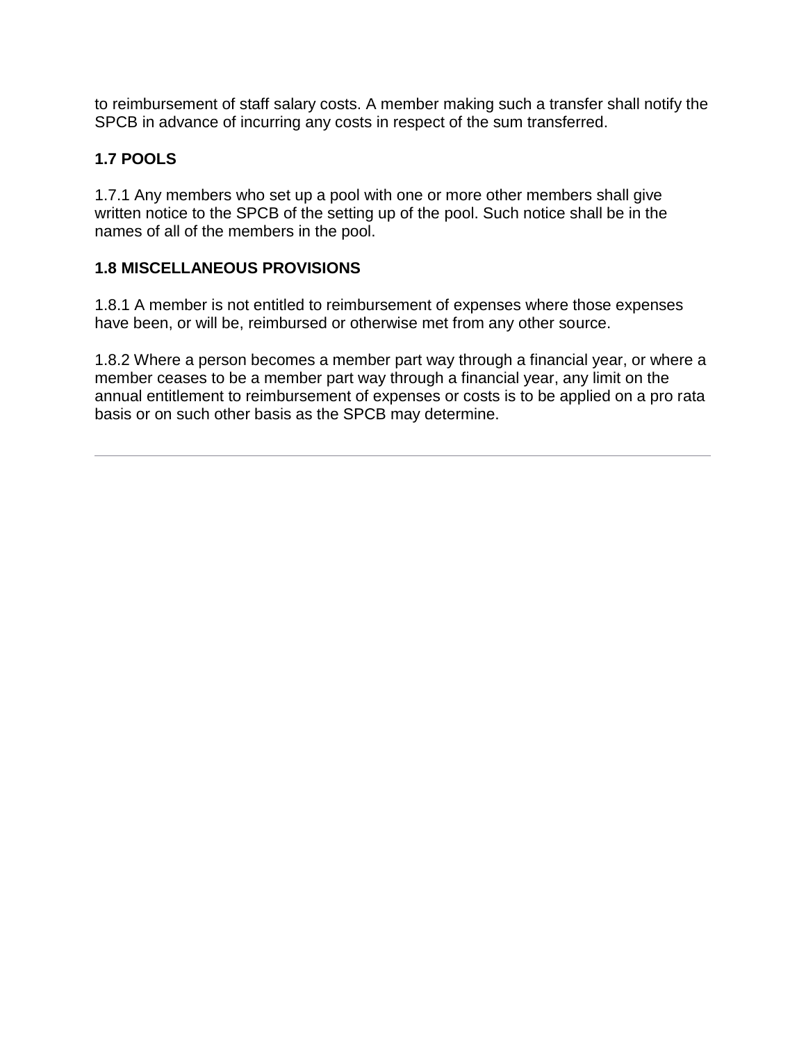to reimbursement of staff salary costs. A member making such a transfer shall notify the SPCB in advance of incurring any costs in respect of the sum transferred.

### 1.7 POOLS

1.7.1 Any members who set up a pool with one or more other members shall give written notice to the SPCB of the setting up of the pool. Such notice shall be in the names of all of the members in the pool.

### 1.8 MISCELLANEOUS PROVISIONS

1.8.1 A member is not entitled to reimbursement of expenses where those expenses have been, or will be, reimbursed or otherwise met from any other source.

1.8.2 Where a person becomes a member part way through a financial year, or where a member ceases to be a member part way through a financial year, any limit on the annual entitlement to reimbursement of expenses or costs is to be applied on a pro rata basis or on such other basis as the SPCB may determine.

---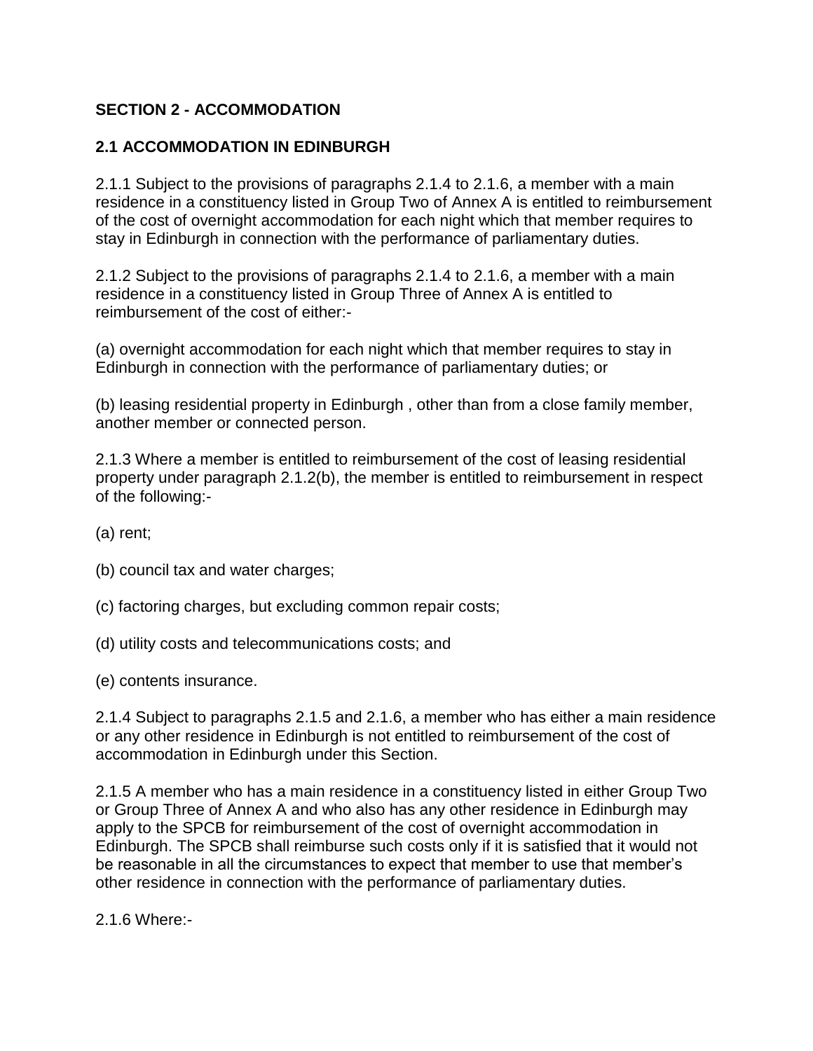## SECTION 2 - ACCOMMODATION

### 2.1 ACCOMMODATION IN EDINBURGH

2.1.1 Subject to the provisions of paragraphs 2.1.4 to 2.1.6, a member with a main residence in a constituency listed in Group Two of Annex A is entitled to reimbursement of the cost of overnight accommodation for each night which that member requires to stay in Edinburgh in connection with the performance of parliamentary duties.

2.1.2 Subject to the provisions of paragraphs 2.1.4 to 2.1.6, a member with a main residence in a constituency listed in Group Three of Annex A is entitled to reimbursement of the cost of either:-

(a) overnight accommodation for each night which that member requires to stay in Edinburgh in connection with the performance of parliamentary duties; or

(b) leasing residential property in Edinburgh , other than from a close family member, another member or connected person.

2.1.3 Where a member is entitled to reimbursement of the cost of leasing residential property under paragraph 2.1.2(b), the member is entitled to reimbursement in respect of the following:-

(a) rent;

(b) council tax and water charges;

(c) factoring charges, but excluding common repair costs;

(d) utility costs and telecommunications costs; and

(e) contents insurance.

2.1.4 Subject to paragraphs 2.1.5 and 2.1.6, a member who has either a main residence or any other residence in Edinburgh is not entitled to reimbursement of the cost of accommodation in Edinburgh under this Section.

2.1.5 A member who has a main residence in a constituency listed in either Group Two or Group Three of Annex A and who also has any other residence in Edinburgh may apply to the SPCB for reimbursement of the cost of overnight accommodation in Edinburgh. The SPCB shall reimburse such costs only if it is satisfied that it would not be reasonable in all the circumstances to expect that member to use that member's other residence in connection with the performance of parliamentary duties.

2.1.6 Where:-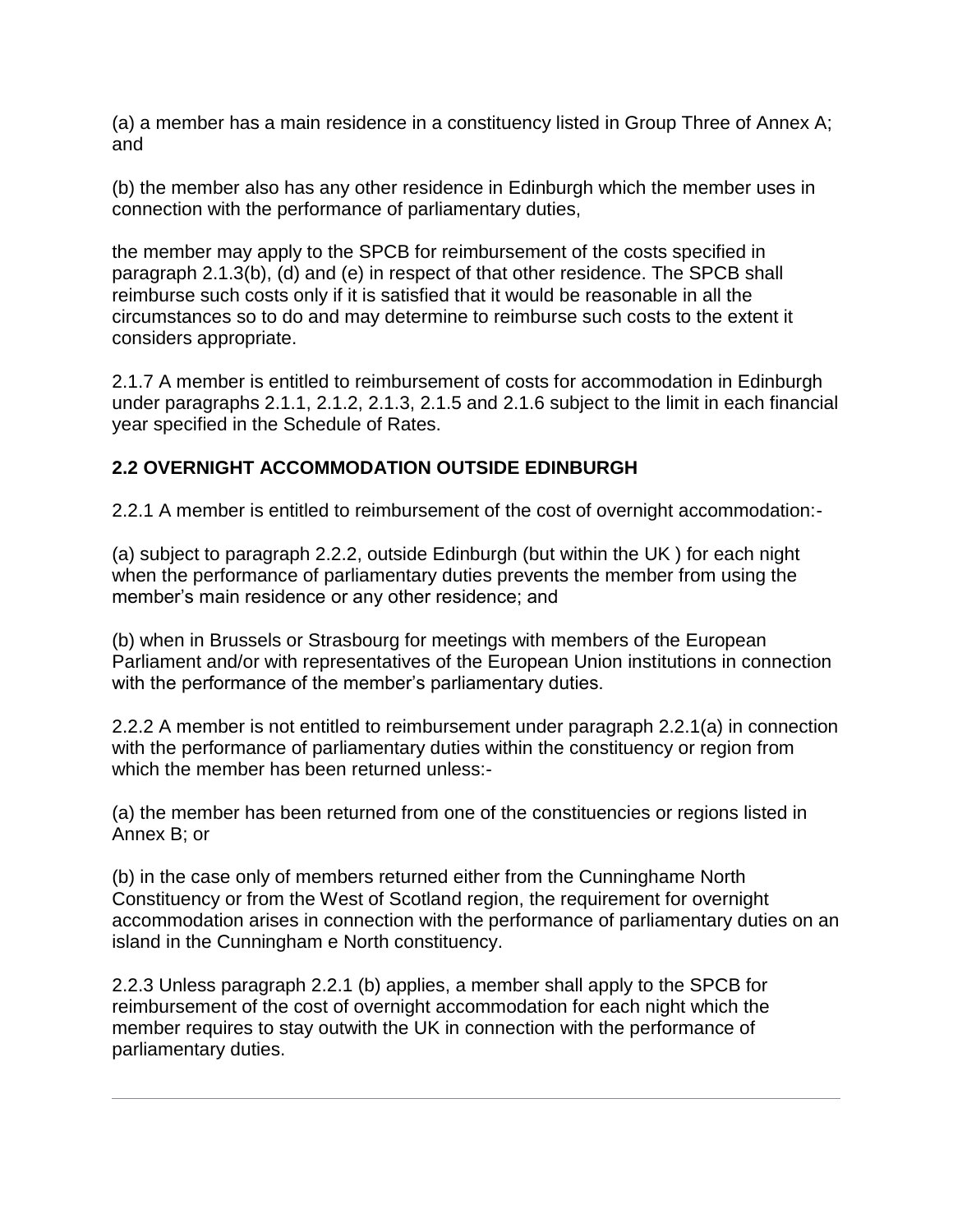(a) a member has a main residence in a constituency listed in Group Three of Annex A; and

(b) the member also has any other residence in Edinburgh which the member uses in connection with the performance of parliamentary duties,

the member may apply to the SPCB for reimbursement of the costs specified in paragraph 2.1.3(b), (d) and (e) in respect of that other residence. The SPCB shall reimburse such costs only if it is satisfied that it would be reasonable in all the circumstances so to do and may determine to reimburse such costs to the extent it considers appropriate.

2.1.7 A member is entitled to reimbursement of costs for accommodation in Edinburgh under paragraphs 2.1.1, 2.1.2, 2.1.3, 2.1.5 and 2.1.6 subject to the limit in each financial year specified in the Schedule of Rates.

## 2.2 OVERNIGHT ACCOMMODATION OUTSIDE EDINBURGH

2.2.1 A member is entitled to reimbursement of the cost of overnight accommodation:-

(a) subject to paragraph 2.2.2, outside Edinburgh (but within the UK ) for each night when the performance of parliamentary duties prevents the member from using the member's main residence or any other residence; and

(b) when in Brussels or Strasbourg for meetings with members of the European Parliament and/or with representatives of the European Union institutions in connection with the performance of the member's parliamentary duties.

2.2.2 A member is not entitled to reimbursement under paragraph 2.2.1(a) in connection with the performance of parliamentary duties within the constituency or region from which the member has been returned unless:-

(a) the member has been returned from one of the constituencies or regions listed in Annex B; or

(b) in the case only of members returned either from the Cunninghame North Constituency or from the West of Scotland region, the requirement for overnight accommodation arises in connection with the performance of parliamentary duties on an island in the Cunningham e North constituency.

2.2.3 Unless paragraph 2.2.1 (b) applies, a member shall apply to the SPCB for reimbursement of the cost of overnight accommodation for each night which the member requires to stay outwith the UK in connection with the performance of parliamentary duties.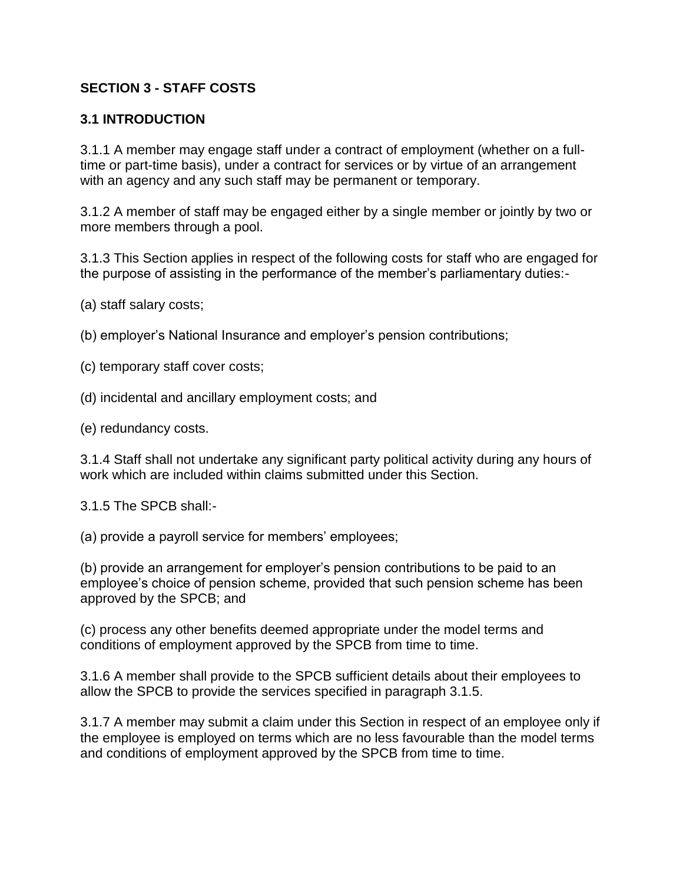## SECTION 3 - STAFF COSTS

### 3.1 INTRODUCTION

3.1.1 A member may engage staff under a contract of employment (whether on a full-time or part-time basis), under a contract for services or by virtue of an arrangement with an agency and any such staff may be permanent or temporary.

3.1.2 A member of staff may be engaged either by a single member or jointly by two or more members through a pool.

3.1.3 This Section applies in respect of the following costs for staff who are engaged for the purpose of assisting in the performance of the member's parliamentary duties:-

(a) staff salary costs;

(b) employer's National Insurance and employer's pension contributions;

(c) temporary staff cover costs;

(d) incidental and ancillary employment costs; and

(e) redundancy costs.

3.1.4 Staff shall not undertake any significant party political activity during any hours of work which are included within claims submitted under this Section.

3.1.5 The SPCB shall:-

(a) provide a payroll service for members' employees;

(b) provide an arrangement for employer's pension contributions to be paid to an employee's choice of pension scheme, provided that such pension scheme has been approved by the SPCB; and

(c) process any other benefits deemed appropriate under the model terms and conditions of employment approved by the SPCB from time to time.

3.1.6 A member shall provide to the SPCB sufficient details about their employees to allow the SPCB to provide the services specified in paragraph 3.1.5.

3.1.7 A member may submit a claim under this Section in respect of an employee only if the employee is employed on terms which are no less favourable than the model terms and conditions of employment approved by the SPCB from time to time.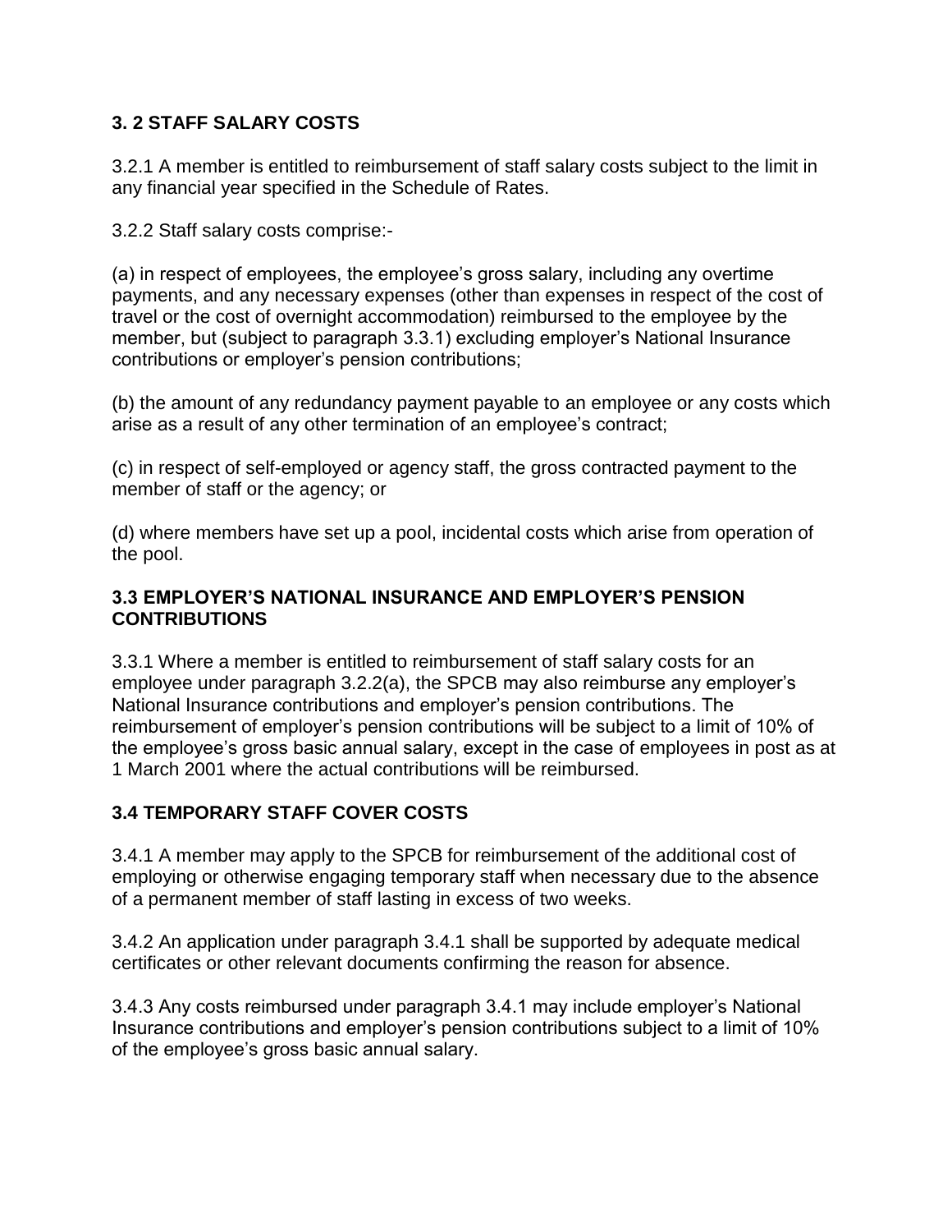### 3. 2 STAFF SALARY COSTS

3.2.1 A member is entitled to reimbursement of staff salary costs subject to the limit in any financial year specified in the Schedule of Rates.

3.2.2 Staff salary costs comprise:-

(a) in respect of employees, the employee's gross salary, including any overtime payments, and any necessary expenses (other than expenses in respect of the cost of travel or the cost of overnight accommodation) reimbursed to the employee by the member, but (subject to paragraph 3.3.1) excluding employer's National Insurance contributions or employer's pension contributions;

(b) the amount of any redundancy payment payable to an employee or any costs which arise as a result of any other termination of an employee's contract;

(c) in respect of self-employed or agency staff, the gross contracted payment to the member of staff or the agency; or

(d) where members have set up a pool, incidental costs which arise from operation of the pool.

### 3.3 EMPLOYER'S NATIONAL INSURANCE AND EMPLOYER'S PENSION CONTRIBUTIONS

3.3.1 Where a member is entitled to reimbursement of staff salary costs for an employee under paragraph 3.2.2(a), the SPCB may also reimburse any employer's National Insurance contributions and employer's pension contributions. The reimbursement of employer's pension contributions will be subject to a limit of 10% of the employee's gross basic annual salary, except in the case of employees in post as at 1 March 2001 where the actual contributions will be reimbursed.

### 3.4 TEMPORARY STAFF COVER COSTS

3.4.1 A member may apply to the SPCB for reimbursement of the additional cost of employing or otherwise engaging temporary staff when necessary due to the absence of a permanent member of staff lasting in excess of two weeks.

3.4.2 An application under paragraph 3.4.1 shall be supported by adequate medical certificates or other relevant documents confirming the reason for absence.

3.4.3 Any costs reimbursed under paragraph 3.4.1 may include employer's National Insurance contributions and employer's pension contributions subject to a limit of 10% of the employee's gross basic annual salary.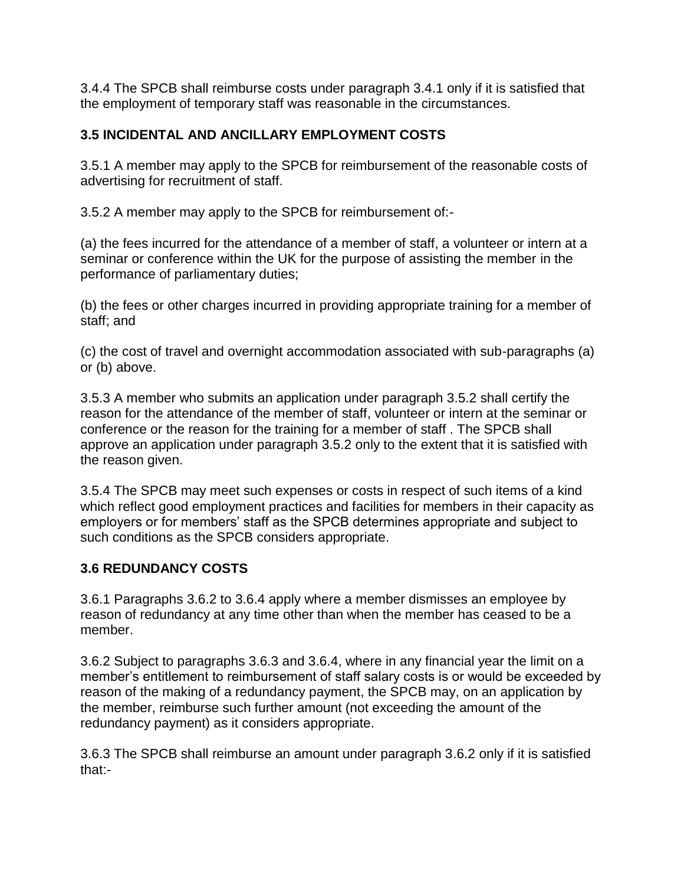3.4.4 The SPCB shall reimburse costs under paragraph 3.4.1 only if it is satisfied that the employment of temporary staff was reasonable in the circumstances.

### 3.5 INCIDENTAL AND ANCILLARY EMPLOYMENT COSTS

3.5.1 A member may apply to the SPCB for reimbursement of the reasonable costs of advertising for recruitment of staff.

3.5.2 A member may apply to the SPCB for reimbursement of:-

(a) the fees incurred for the attendance of a member of staff, a volunteer or intern at a seminar or conference within the UK for the purpose of assisting the member in the performance of parliamentary duties;

(b) the fees or other charges incurred in providing appropriate training for a member of staff; and

(c) the cost of travel and overnight accommodation associated with sub-paragraphs (a) or (b) above.

3.5.3 A member who submits an application under paragraph 3.5.2 shall certify the reason for the attendance of the member of staff, volunteer or intern at the seminar or conference or the reason for the training for a member of staff . The SPCB shall approve an application under paragraph 3.5.2 only to the extent that it is satisfied with the reason given.

3.5.4 The SPCB may meet such expenses or costs in respect of such items of a kind which reflect good employment practices and facilities for members in their capacity as employers or for members' staff as the SPCB determines appropriate and subject to such conditions as the SPCB considers appropriate.

### 3.6 REDUNDANCY COSTS

3.6.1 Paragraphs 3.6.2 to 3.6.4 apply where a member dismisses an employee by reason of redundancy at any time other than when the member has ceased to be a member.

3.6.2 Subject to paragraphs 3.6.3 and 3.6.4, where in any financial year the limit on a member's entitlement to reimbursement of staff salary costs is or would be exceeded by reason of the making of a redundancy payment, the SPCB may, on an application by the member, reimburse such further amount (not exceeding the amount of the redundancy payment) as it considers appropriate.

3.6.3 The SPCB shall reimburse an amount under paragraph 3.6.2 only if it is satisfied that:-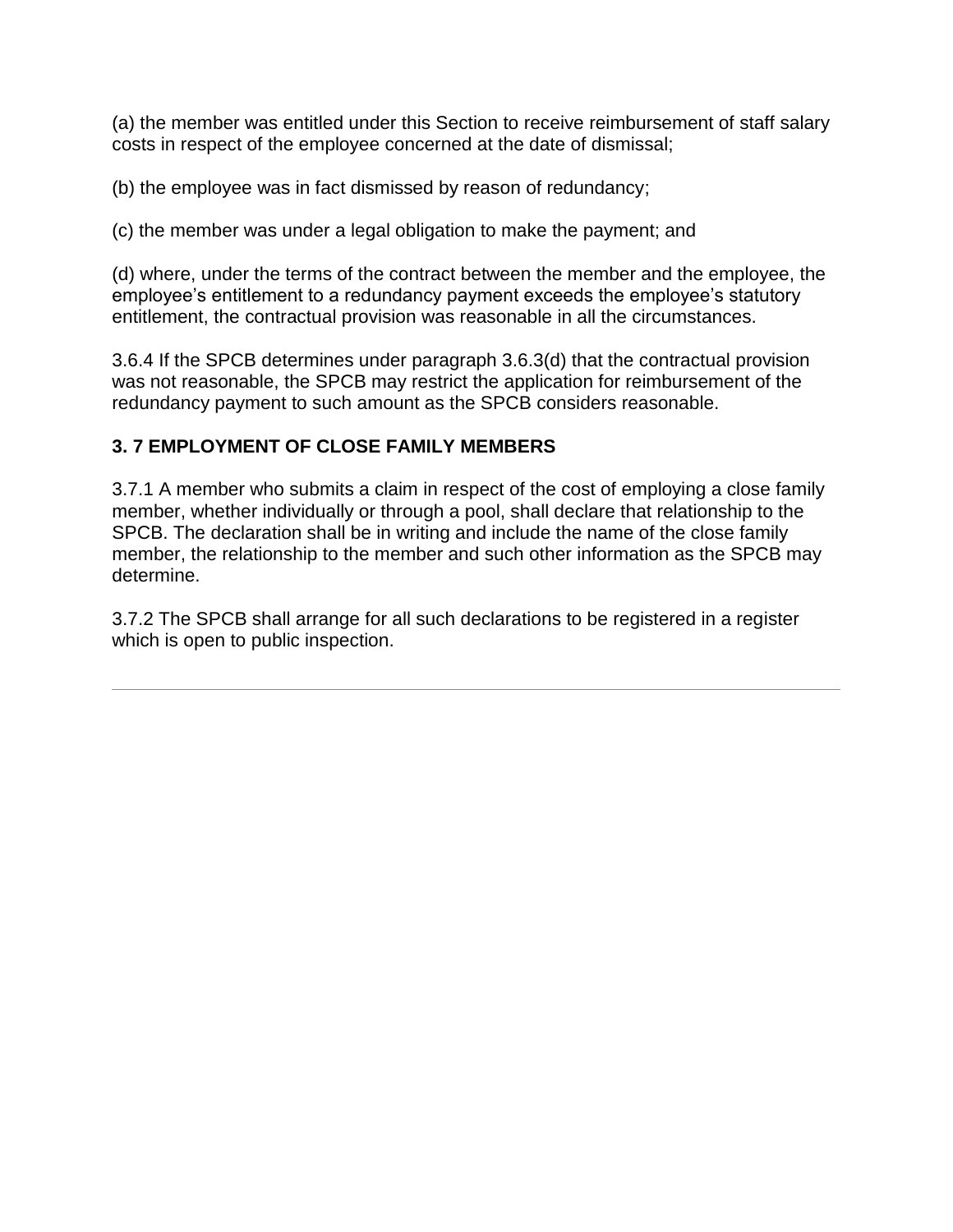(a) the member was entitled under this Section to receive reimbursement of staff salary costs in respect of the employee concerned at the date of dismissal;

(b) the employee was in fact dismissed by reason of redundancy;

(c) the member was under a legal obligation to make the payment; and

(d) where, under the terms of the contract between the member and the employee, the employee's entitlement to a redundancy payment exceeds the employee's statutory entitlement, the contractual provision was reasonable in all the circumstances.

3.6.4 If the SPCB determines under paragraph 3.6.3(d) that the contractual provision was not reasonable, the SPCB may restrict the application for reimbursement of the redundancy payment to such amount as the SPCB considers reasonable.

### 3. 7 EMPLOYMENT OF CLOSE FAMILY MEMBERS

3.7.1 A member who submits a claim in respect of the cost of employing a close family member, whether individually or through a pool, shall declare that relationship to the SPCB. The declaration shall be in writing and include the name of the close family member, the relationship to the member and such other information as the SPCB may determine.

3.7.2 The SPCB shall arrange for all such declarations to be registered in a register which is open to public inspection.

---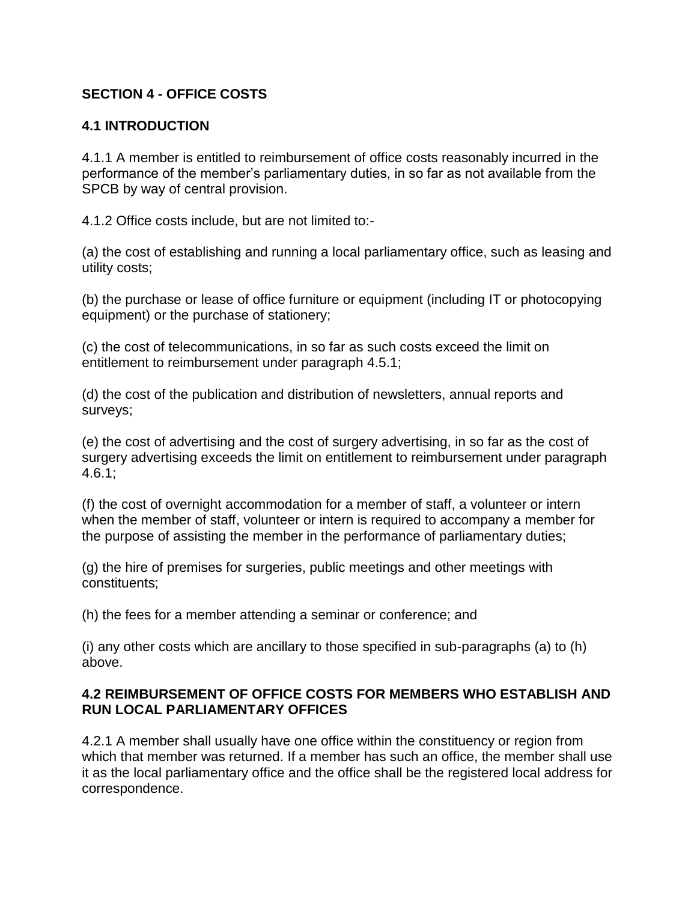## SECTION 4 - OFFICE COSTS

### 4.1 INTRODUCTION

4.1.1 A member is entitled to reimbursement of office costs reasonably incurred in the performance of the member's parliamentary duties, in so far as not available from the SPCB by way of central provision.

4.1.2 Office costs include, but are not limited to:-

(a) the cost of establishing and running a local parliamentary office, such as leasing and utility costs;

(b) the purchase or lease of office furniture or equipment (including IT or photocopying equipment) or the purchase of stationery;

(c) the cost of telecommunications, in so far as such costs exceed the limit on entitlement to reimbursement under paragraph 4.5.1;

(d) the cost of the publication and distribution of newsletters, annual reports and surveys;

(e) the cost of advertising and the cost of surgery advertising, in so far as the cost of surgery advertising exceeds the limit on entitlement to reimbursement under paragraph 4.6.1;

(f) the cost of overnight accommodation for a member of staff, a volunteer or intern when the member of staff, volunteer or intern is required to accompany a member for the purpose of assisting the member in the performance of parliamentary duties;

(g) the hire of premises for surgeries, public meetings and other meetings with constituents;

(h) the fees for a member attending a seminar or conference; and

(i) any other costs which are ancillary to those specified in sub-paragraphs (a) to (h) above.

### 4.2 REIMBURSEMENT OF OFFICE COSTS FOR MEMBERS WHO ESTABLISH AND RUN LOCAL PARLIAMENTARY OFFICES

4.2.1 A member shall usually have one office within the constituency or region from which that member was returned. If a member has such an office, the member shall use it as the local parliamentary office and the office shall be the registered local address for correspondence.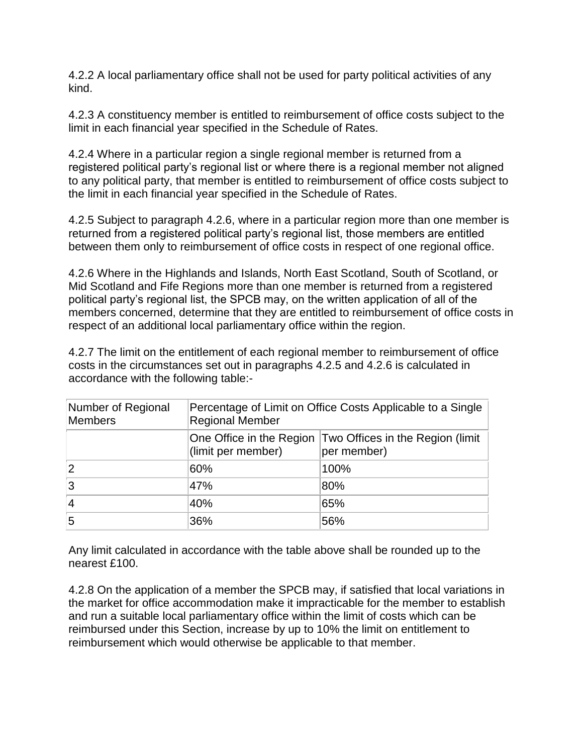4.2.2 A local parliamentary office shall not be used for party political activities of any kind.

4.2.3 A constituency member is entitled to reimbursement of office costs subject to the limit in each financial year specified in the Schedule of Rates.

4.2.4 Where in a particular region a single regional member is returned from a registered political party's regional list or where there is a regional member not aligned to any political party, that member is entitled to reimbursement of office costs subject to the limit in each financial year specified in the Schedule of Rates.

4.2.5 Subject to paragraph 4.2.6, where in a particular region more than one member is returned from a registered political party's regional list, those members are entitled between them only to reimbursement of office costs in respect of one regional office.

4.2.6 Where in the Highlands and Islands, North East Scotland, South of Scotland, or Mid Scotland and Fife Regions more than one member is returned from a registered political party's regional list, the SPCB may, on the written application of all of the members concerned, determine that they are entitled to reimbursement of office costs in respect of an additional local parliamentary office within the region.

4.2.7 The limit on the entitlement of each regional member to reimbursement of office costs in the circumstances set out in paragraphs 4.2.5 and 4.2.6 is calculated in accordance with the following table:-

| Number of Regional Members | Percentage of Limit on Office Costs Applicable to a Single Regional Member | |
|---|---|---|
| | One Office in the Region (limit per member) | Two Offices in the Region (limit per member) |
| 2 | 60% | 100% |
| 3 | 47% | 80% |
| 4 | 40% | 65% |
| 5 | 36% | 56% |

Any limit calculated in accordance with the table above shall be rounded up to the nearest £100.

4.2.8 On the application of a member the SPCB may, if satisfied that local variations in the market for office accommodation make it impracticable for the member to establish and run a suitable local parliamentary office within the limit of costs which can be reimbursed under this Section, increase by up to 10% the limit on entitlement to reimbursement which would otherwise be applicable to that member.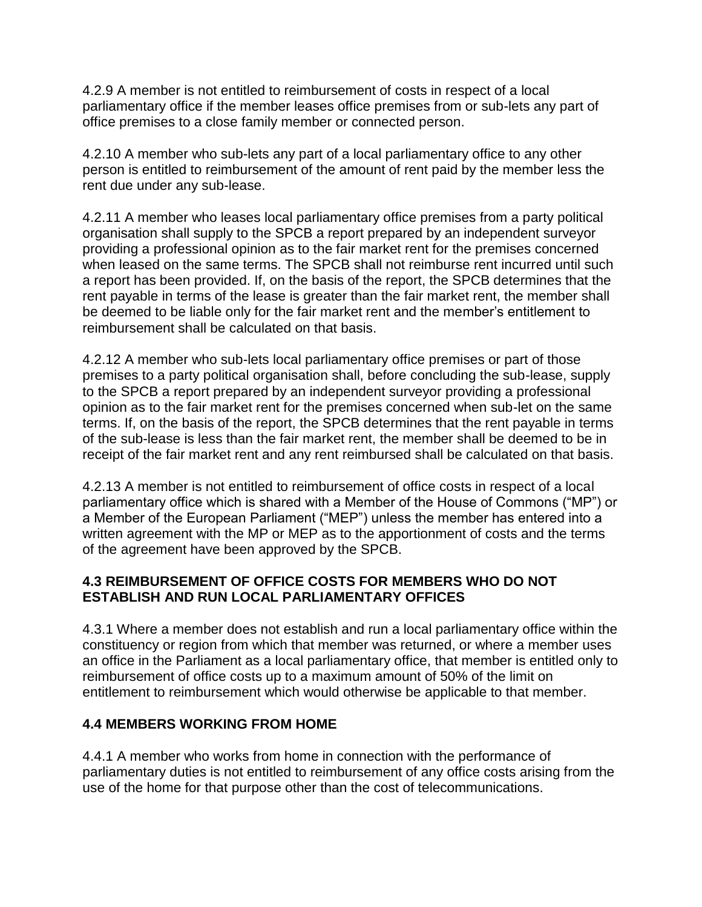4.2.9 A member is not entitled to reimbursement of costs in respect of a local parliamentary office if the member leases office premises from or sub-lets any part of office premises to a close family member or connected person.

4.2.10 A member who sub-lets any part of a local parliamentary office to any other person is entitled to reimbursement of the amount of rent paid by the member less the rent due under any sub-lease.

4.2.11 A member who leases local parliamentary office premises from a party political organisation shall supply to the SPCB a report prepared by an independent surveyor providing a professional opinion as to the fair market rent for the premises concerned when leased on the same terms. The SPCB shall not reimburse rent incurred until such a report has been provided. If, on the basis of the report, the SPCB determines that the rent payable in terms of the lease is greater than the fair market rent, the member shall be deemed to be liable only for the fair market rent and the member's entitlement to reimbursement shall be calculated on that basis.

4.2.12 A member who sub-lets local parliamentary office premises or part of those premises to a party political organisation shall, before concluding the sub-lease, supply to the SPCB a report prepared by an independent surveyor providing a professional opinion as to the fair market rent for the premises concerned when sub-let on the same terms. If, on the basis of the report, the SPCB determines that the rent payable in terms of the sub-lease is less than the fair market rent, the member shall be deemed to be in receipt of the fair market rent and any rent reimbursed shall be calculated on that basis.

4.2.13 A member is not entitled to reimbursement of office costs in respect of a local parliamentary office which is shared with a Member of the House of Commons ("MP") or a Member of the European Parliament ("MEP") unless the member has entered into a written agreement with the MP or MEP as to the apportionment of costs and the terms of the agreement have been approved by the SPCB.

### 4.3 REIMBURSEMENT OF OFFICE COSTS FOR MEMBERS WHO DO NOT ESTABLISH AND RUN LOCAL PARLIAMENTARY OFFICES

4.3.1 Where a member does not establish and run a local parliamentary office within the constituency or region from which that member was returned, or where a member uses an office in the Parliament as a local parliamentary office, that member is entitled only to reimbursement of office costs up to a maximum amount of 50% of the limit on entitlement to reimbursement which would otherwise be applicable to that member.

### 4.4 MEMBERS WORKING FROM HOME

4.4.1 A member who works from home in connection with the performance of parliamentary duties is not entitled to reimbursement of any office costs arising from the use of the home for that purpose other than the cost of telecommunications.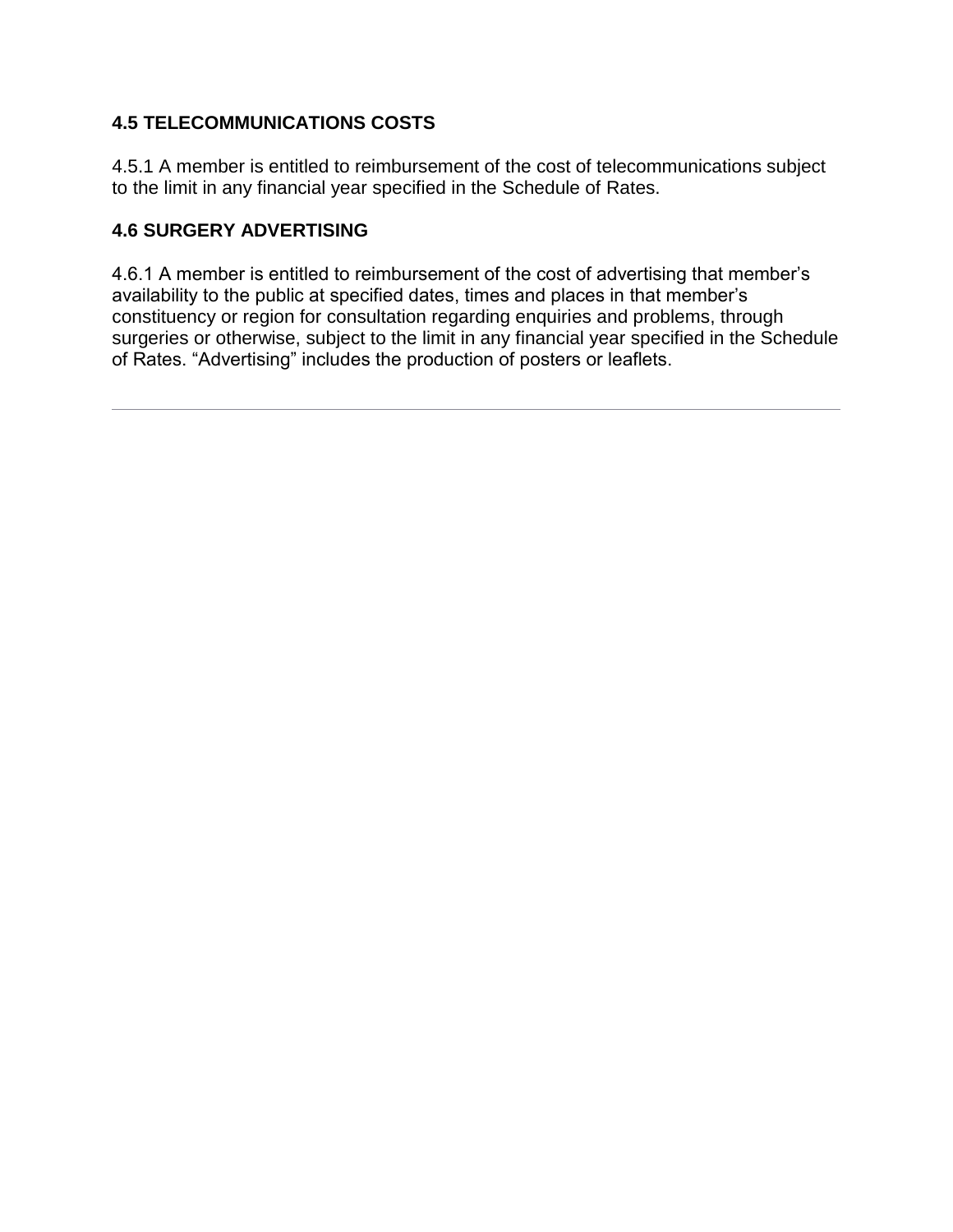## 4.5 TELECOMMUNICATIONS COSTS

4.5.1 A member is entitled to reimbursement of the cost of telecommunications subject to the limit in any financial year specified in the Schedule of Rates.

## 4.6 SURGERY ADVERTISING

4.6.1 A member is entitled to reimbursement of the cost of advertising that member's availability to the public at specified dates, times and places in that member's constituency or region for consultation regarding enquiries and problems, through surgeries or otherwise, subject to the limit in any financial year specified in the Schedule of Rates. "Advertising" includes the production of posters or leaflets.

---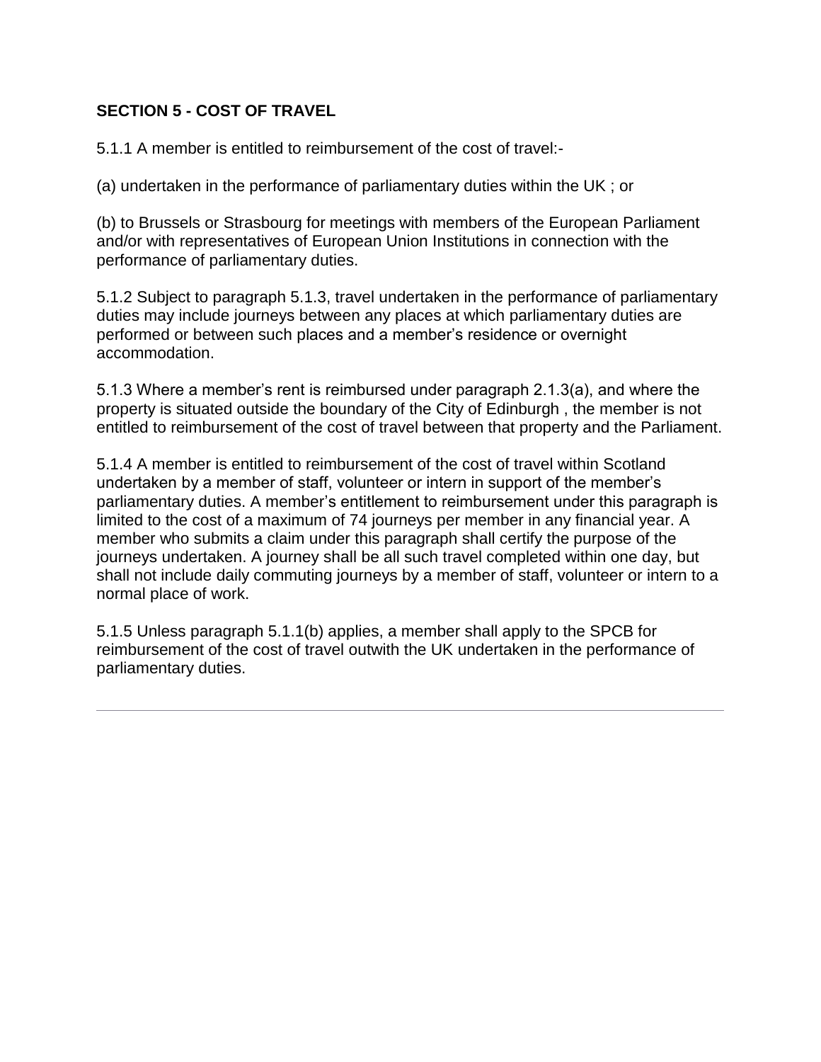**SECTION 5 - COST OF TRAVEL**

5.1.1 A member is entitled to reimbursement of the cost of travel:-

(a) undertaken in the performance of parliamentary duties within the UK ; or

(b) to Brussels or Strasbourg for meetings with members of the European Parliament and/or with representatives of European Union Institutions in connection with the performance of parliamentary duties.

5.1.2 Subject to paragraph 5.1.3, travel undertaken in the performance of parliamentary duties may include journeys between any places at which parliamentary duties are performed or between such places and a member's residence or overnight accommodation.

5.1.3 Where a member's rent is reimbursed under paragraph 2.1.3(a), and where the property is situated outside the boundary of the City of Edinburgh , the member is not entitled to reimbursement of the cost of travel between that property and the Parliament.

5.1.4 A member is entitled to reimbursement of the cost of travel within Scotland undertaken by a member of staff, volunteer or intern in support of the member's parliamentary duties. A member's entitlement to reimbursement under this paragraph is limited to the cost of a maximum of 74 journeys per member in any financial year. A member who submits a claim under this paragraph shall certify the purpose of the journeys undertaken. A journey shall be all such travel completed within one day, but shall not include daily commuting journeys by a member of staff, volunteer or intern to a normal place of work.

5.1.5 Unless paragraph 5.1.1(b) applies, a member shall apply to the SPCB for reimbursement of the cost of travel outwith the UK undertaken in the performance of parliamentary duties.

---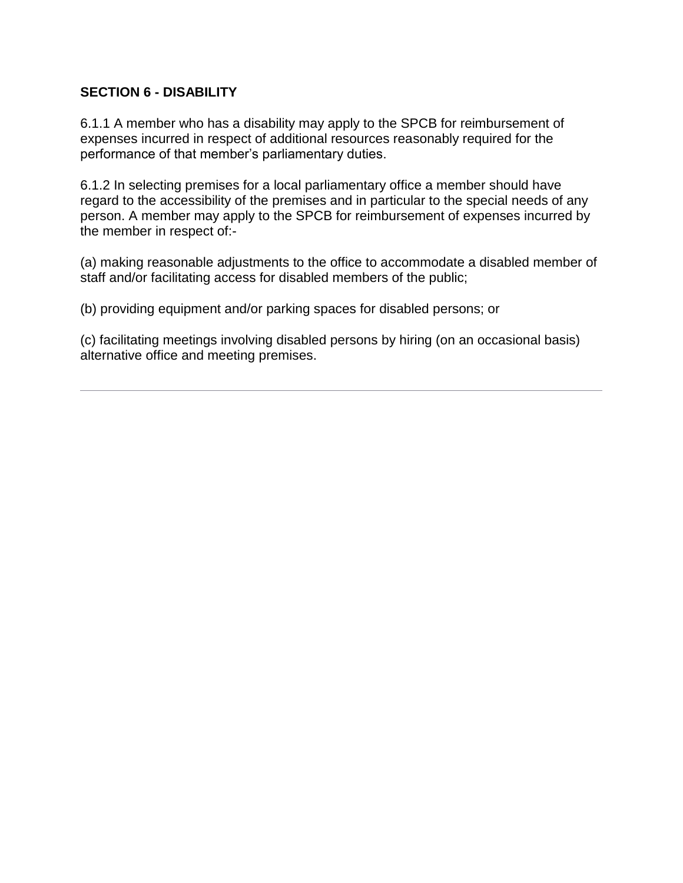## SECTION 6 - DISABILITY

6.1.1 A member who has a disability may apply to the SPCB for reimbursement of expenses incurred in respect of additional resources reasonably required for the performance of that member's parliamentary duties.

6.1.2 In selecting premises for a local parliamentary office a member should have regard to the accessibility of the premises and in particular to the special needs of any person. A member may apply to the SPCB for reimbursement of expenses incurred by the member in respect of:-

(a) making reasonable adjustments to the office to accommodate a disabled member of staff and/or facilitating access for disabled members of the public;

(b) providing equipment and/or parking spaces for disabled persons; or

(c) facilitating meetings involving disabled persons by hiring (on an occasional basis) alternative office and meeting premises.

---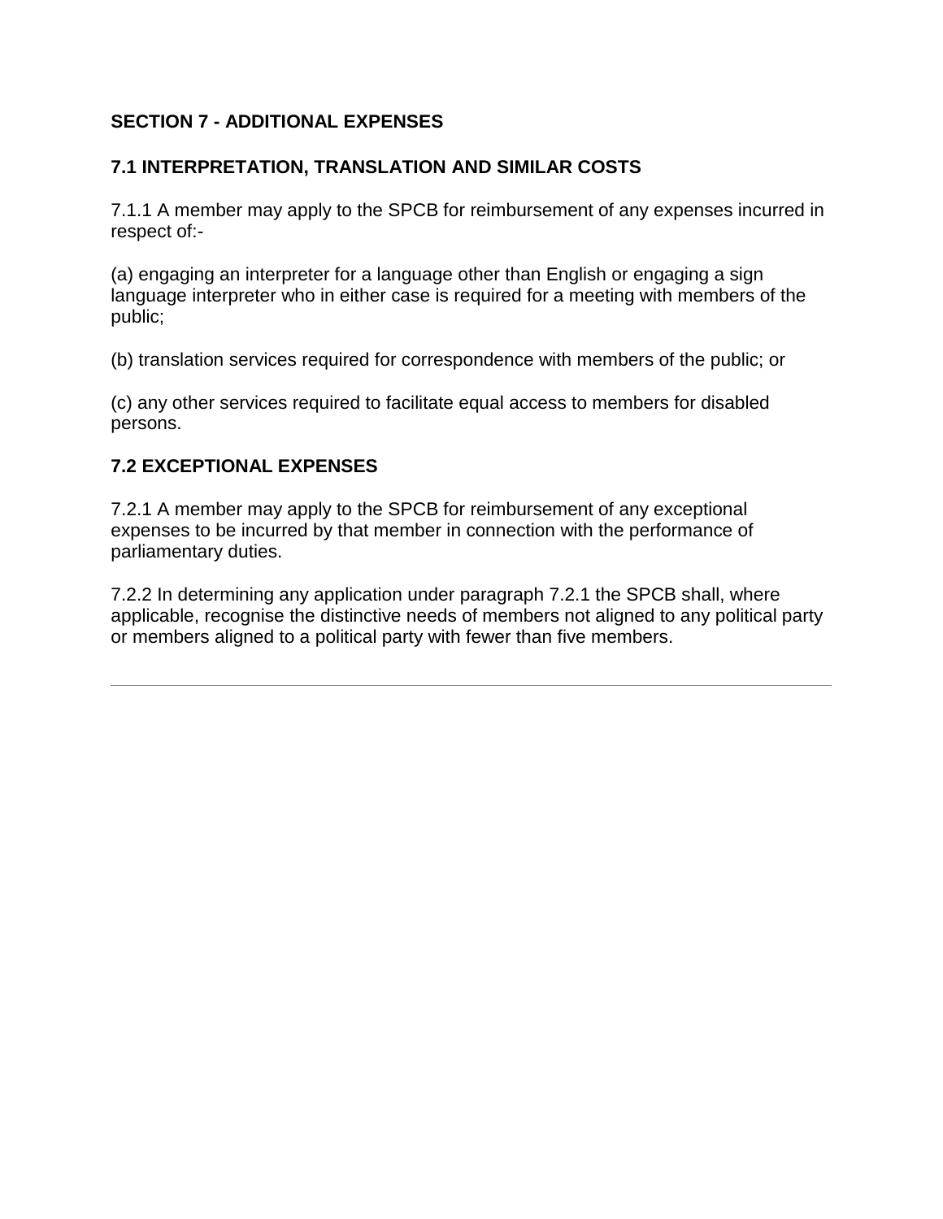## SECTION 7 - ADDITIONAL EXPENSES

### 7.1 INTERPRETATION, TRANSLATION AND SIMILAR COSTS

7.1.1 A member may apply to the SPCB for reimbursement of any expenses incurred in respect of:-

(a) engaging an interpreter for a language other than English or engaging a sign language interpreter who in either case is required for a meeting with members of the public;

(b) translation services required for correspondence with members of the public; or

(c) any other services required to facilitate equal access to members for disabled persons.

### 7.2 EXCEPTIONAL EXPENSES

7.2.1 A member may apply to the SPCB for reimbursement of any exceptional expenses to be incurred by that member in connection with the performance of parliamentary duties.

7.2.2 In determining any application under paragraph 7.2.1 the SPCB shall, where applicable, recognise the distinctive needs of members not aligned to any political party or members aligned to a political party with fewer than five members.

---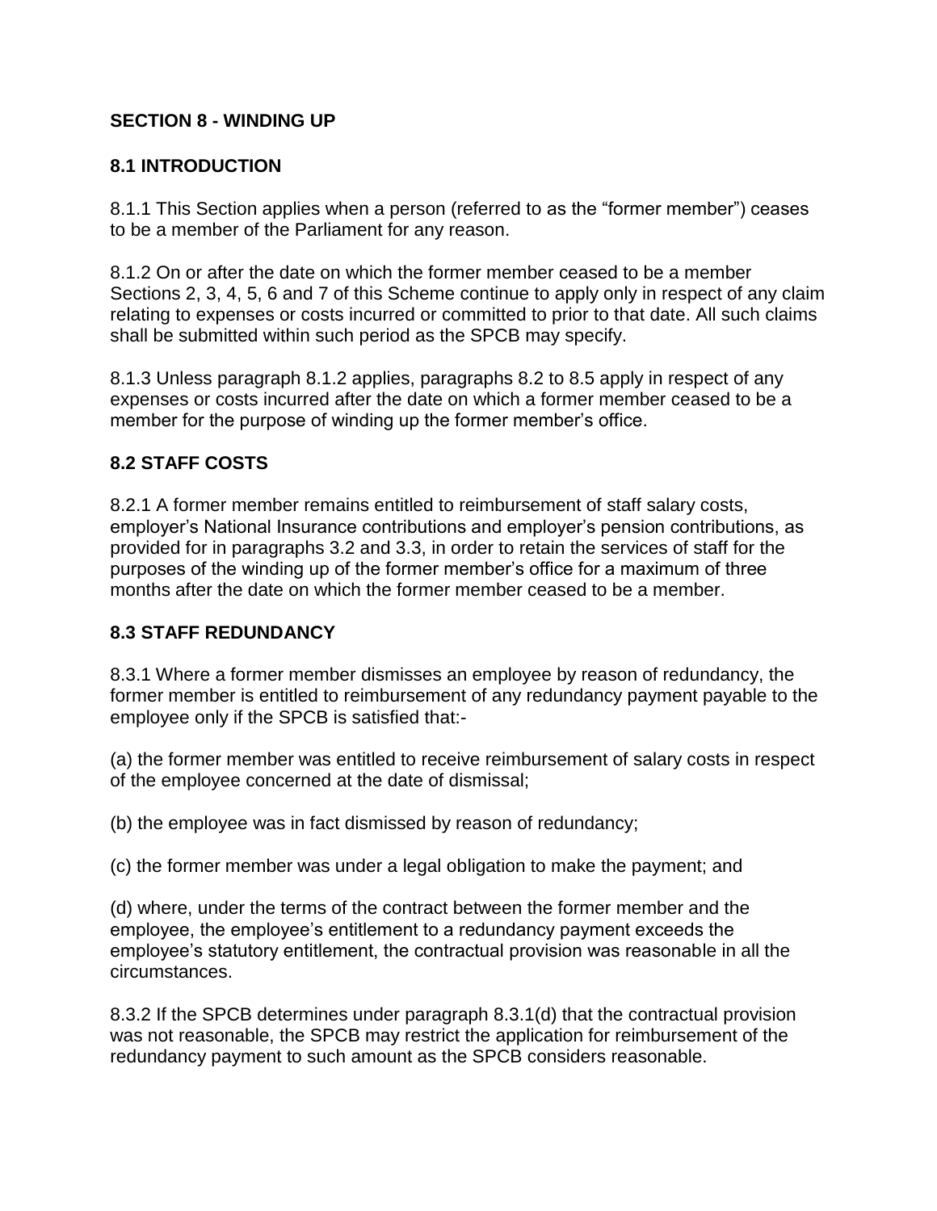## SECTION 8 - WINDING UP

### 8.1 INTRODUCTION

8.1.1 This Section applies when a person (referred to as the “former member”) ceases to be a member of the Parliament for any reason.

8.1.2 On or after the date on which the former member ceased to be a member Sections 2, 3, 4, 5, 6 and 7 of this Scheme continue to apply only in respect of any claim relating to expenses or costs incurred or committed to prior to that date. All such claims shall be submitted within such period as the SPCB may specify.

8.1.3 Unless paragraph 8.1.2 applies, paragraphs 8.2 to 8.5 apply in respect of any expenses or costs incurred after the date on which a former member ceased to be a member for the purpose of winding up the former member’s office.

### 8.2 STAFF COSTS

8.2.1 A former member remains entitled to reimbursement of staff salary costs, employer’s National Insurance contributions and employer’s pension contributions, as provided for in paragraphs 3.2 and 3.3, in order to retain the services of staff for the purposes of the winding up of the former member’s office for a maximum of three months after the date on which the former member ceased to be a member.

### 8.3 STAFF REDUNDANCY

8.3.1 Where a former member dismisses an employee by reason of redundancy, the former member is entitled to reimbursement of any redundancy payment payable to the employee only if the SPCB is satisfied that:-

(a) the former member was entitled to receive reimbursement of salary costs in respect of the employee concerned at the date of dismissal;

(b) the employee was in fact dismissed by reason of redundancy;

(c) the former member was under a legal obligation to make the payment; and

(d) where, under the terms of the contract between the former member and the employee, the employee’s entitlement to a redundancy payment exceeds the employee’s statutory entitlement, the contractual provision was reasonable in all the circumstances.

8.3.2 If the SPCB determines under paragraph 8.3.1(d) that the contractual provision was not reasonable, the SPCB may restrict the application for reimbursement of the redundancy payment to such amount as the SPCB considers reasonable.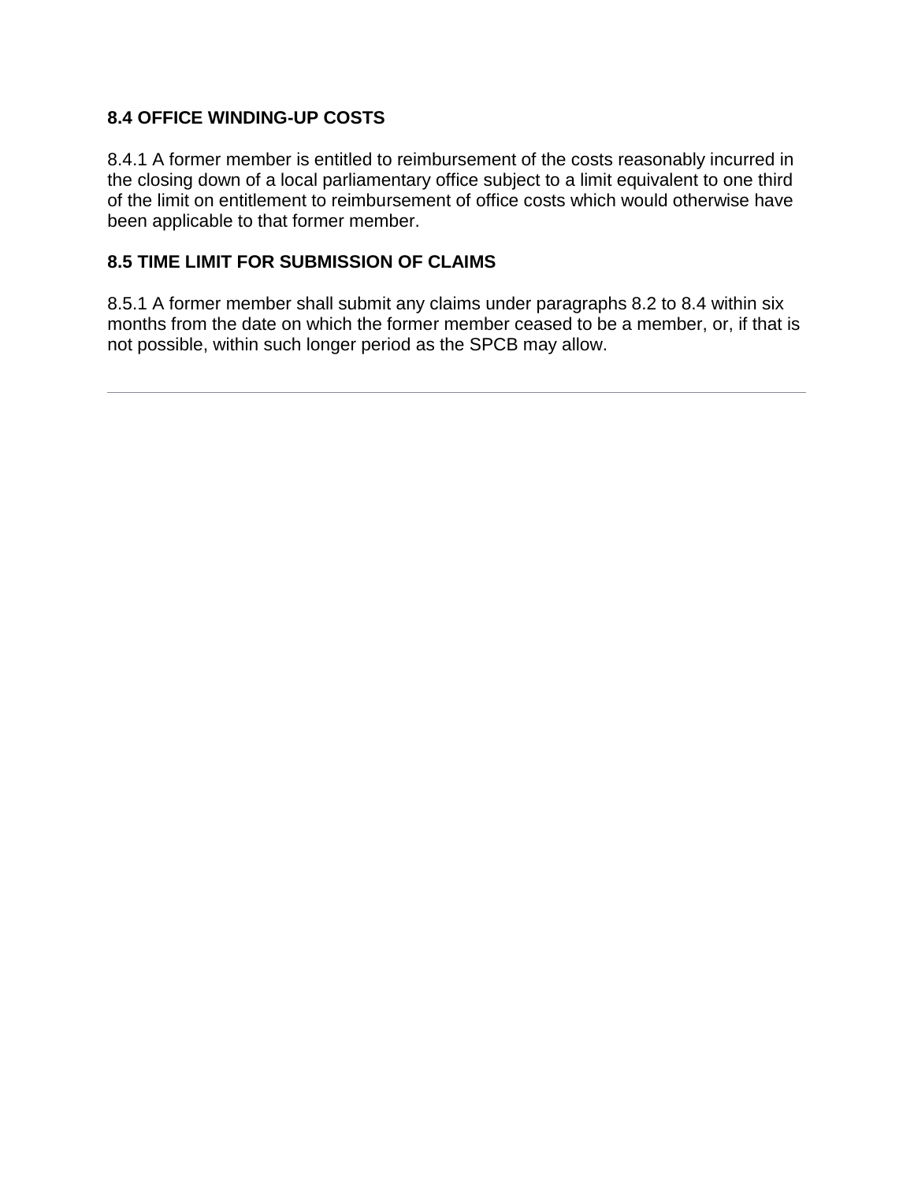### 8.4 OFFICE WINDING-UP COSTS

8.4.1 A former member is entitled to reimbursement of the costs reasonably incurred in the closing down of a local parliamentary office subject to a limit equivalent to one third of the limit on entitlement to reimbursement of office costs which would otherwise have been applicable to that former member.

### 8.5 TIME LIMIT FOR SUBMISSION OF CLAIMS

8.5.1 A former member shall submit any claims under paragraphs 8.2 to 8.4 within six months from the date on which the former member ceased to be a member, or, if that is not possible, within such longer period as the SPCB may allow.

---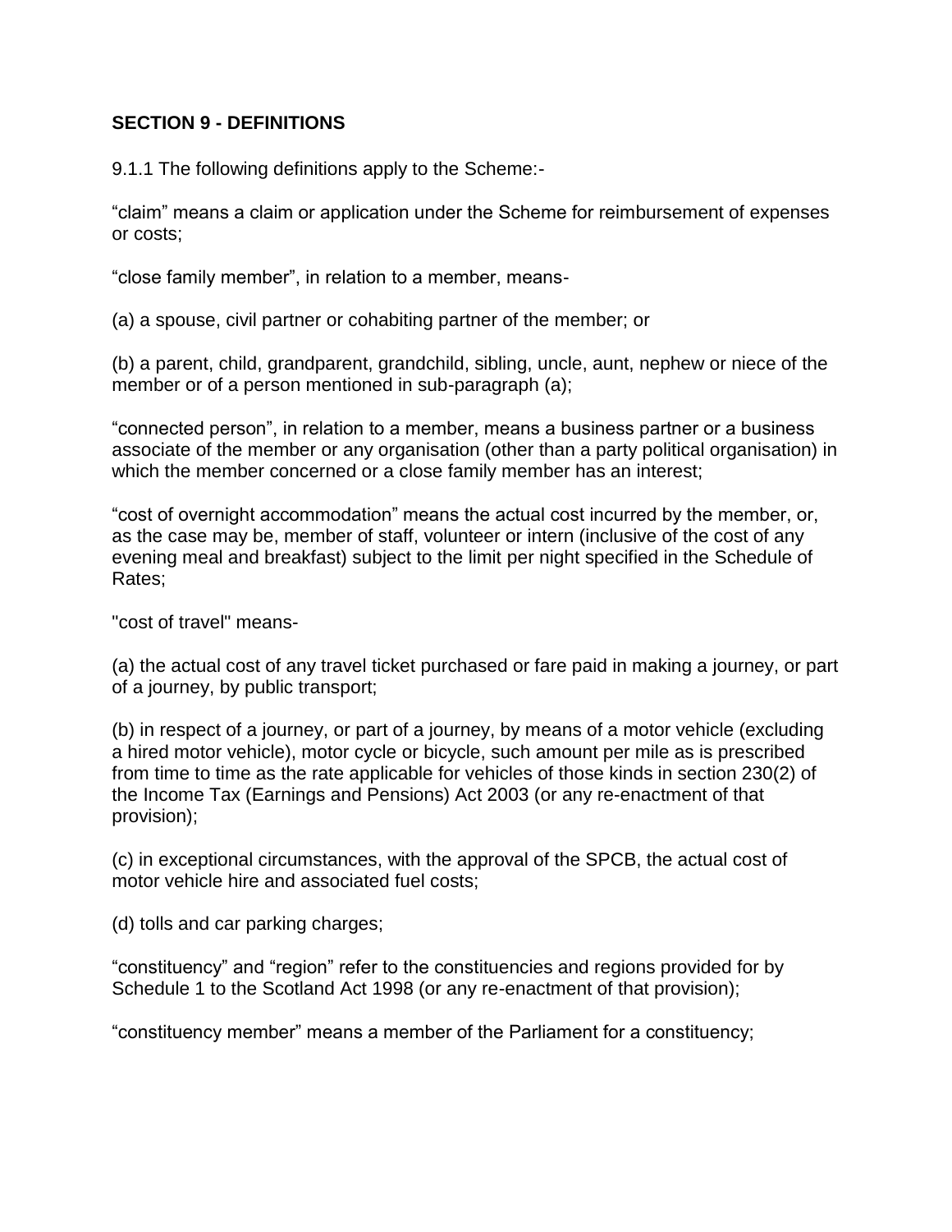## SECTION 9 - DEFINITIONS

9.1.1 The following definitions apply to the Scheme:-

“claim” means a claim or application under the Scheme for reimbursement of expenses or costs;

“close family member”, in relation to a member, means-

(a) a spouse, civil partner or cohabiting partner of the member; or

(b) a parent, child, grandparent, grandchild, sibling, uncle, aunt, nephew or niece of the member or of a person mentioned in sub-paragraph (a);

“connected person”, in relation to a member, means a business partner or a business associate of the member or any organisation (other than a party political organisation) in which the member concerned or a close family member has an interest;

“cost of overnight accommodation” means the actual cost incurred by the member, or, as the case may be, member of staff, volunteer or intern (inclusive of the cost of any evening meal and breakfast) subject to the limit per night specified in the Schedule of Rates;

"cost of travel" means-

(a) the actual cost of any travel ticket purchased or fare paid in making a journey, or part of a journey, by public transport;

(b) in respect of a journey, or part of a journey, by means of a motor vehicle (excluding a hired motor vehicle), motor cycle or bicycle, such amount per mile as is prescribed from time to time as the rate applicable for vehicles of those kinds in section 230(2) of the Income Tax (Earnings and Pensions) Act 2003 (or any re-enactment of that provision);

(c) in exceptional circumstances, with the approval of the SPCB, the actual cost of motor vehicle hire and associated fuel costs;

(d) tolls and car parking charges;

“constituency” and “region” refer to the constituencies and regions provided for by Schedule 1 to the Scotland Act 1998 (or any re-enactment of that provision);

“constituency member” means a member of the Parliament for a constituency;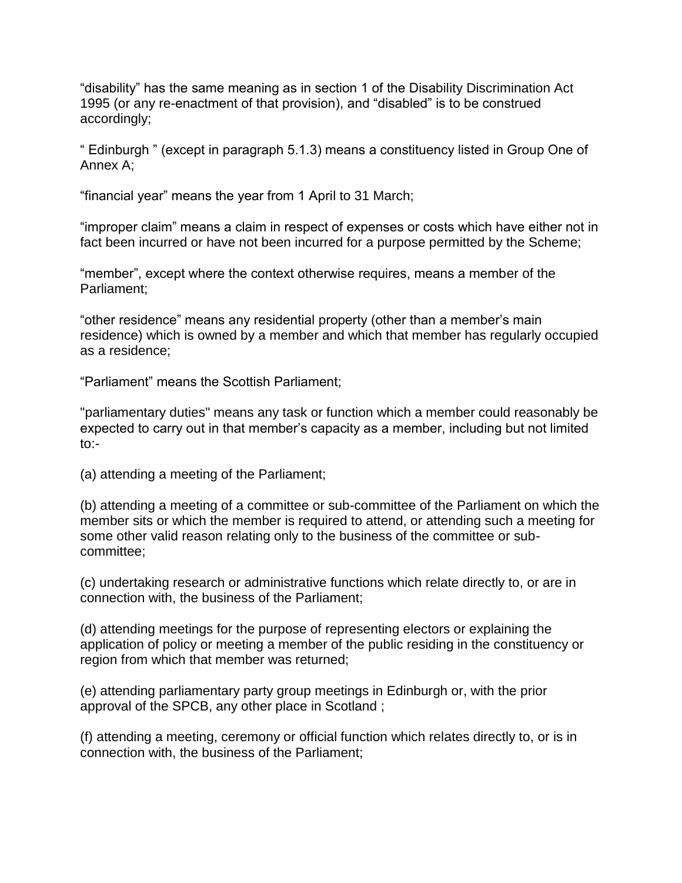“disability” has the same meaning as in section 1 of the Disability Discrimination Act 1995 (or any re-enactment of that provision), and “disabled” is to be construed accordingly;

“ Edinburgh ” (except in paragraph 5.1.3) means a constituency listed in Group One of Annex A;

“financial year” means the year from 1 April to 31 March;

“improper claim” means a claim in respect of expenses or costs which have either not in fact been incurred or have not been incurred for a purpose permitted by the Scheme;

“member”, except where the context otherwise requires, means a member of the Parliament;

“other residence” means any residential property (other than a member’s main residence) which is owned by a member and which that member has regularly occupied as a residence;

“Parliament” means the Scottish Parliament;

"parliamentary duties" means any task or function which a member could reasonably be expected to carry out in that member’s capacity as a member, including but not limited to:-

(a) attending a meeting of the Parliament;

(b) attending a meeting of a committee or sub-committee of the Parliament on which the member sits or which the member is required to attend, or attending such a meeting for some other valid reason relating only to the business of the committee or sub-committee;

(c) undertaking research or administrative functions which relate directly to, or are in connection with, the business of the Parliament;

(d) attending meetings for the purpose of representing electors or explaining the application of policy or meeting a member of the public residing in the constituency or region from which that member was returned;

(e) attending parliamentary party group meetings in Edinburgh or, with the prior approval of the SPCB, any other place in Scotland ;

(f) attending a meeting, ceremony or official function which relates directly to, or is in connection with, the business of the Parliament;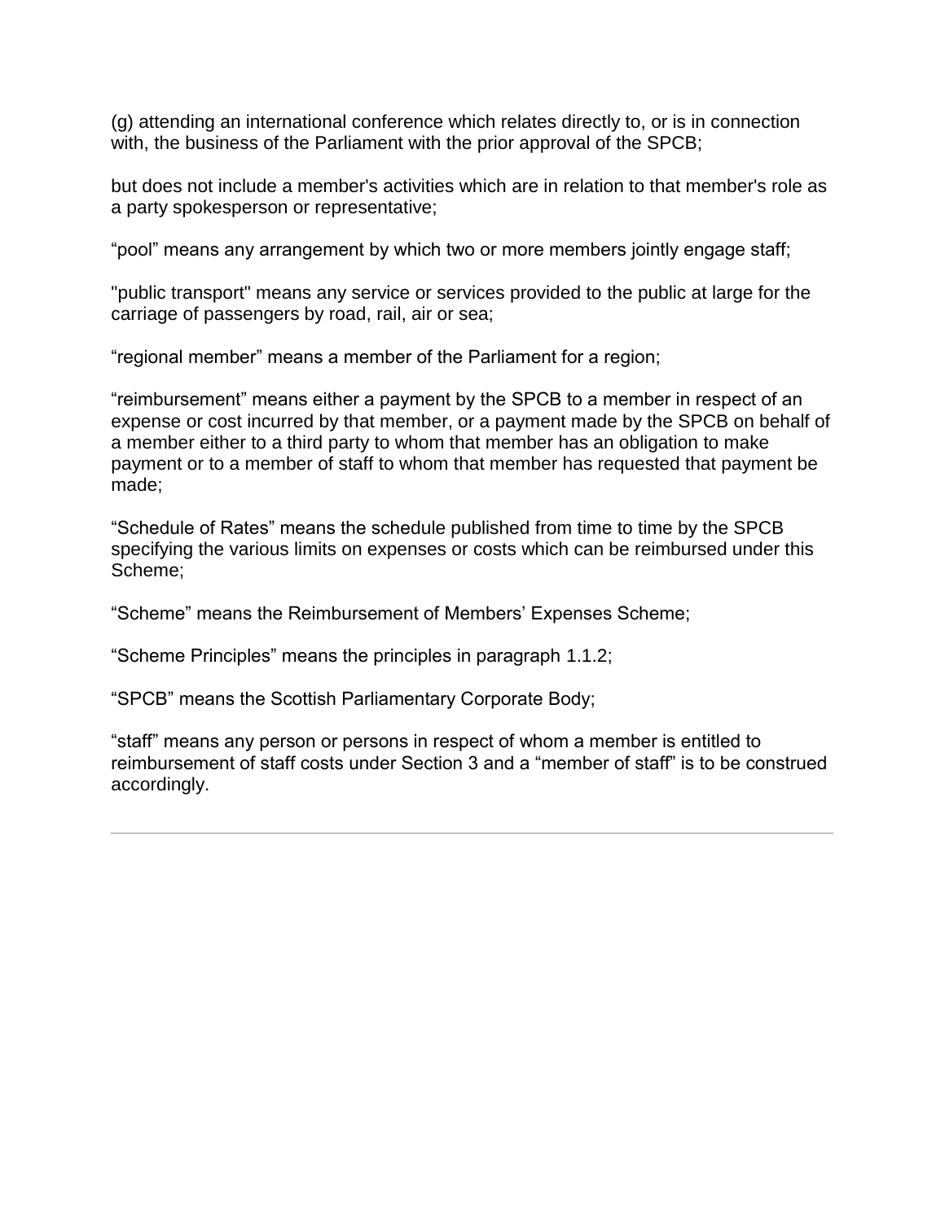(g) attending an international conference which relates directly to, or is in connection with, the business of the Parliament with the prior approval of the SPCB;

but does not include a member's activities which are in relation to that member's role as a party spokesperson or representative;

“pool” means any arrangement by which two or more members jointly engage staff;

"public transport" means any service or services provided to the public at large for the carriage of passengers by road, rail, air or sea;

“regional member” means a member of the Parliament for a region;

“reimbursement” means either a payment by the SPCB to a member in respect of an expense or cost incurred by that member, or a payment made by the SPCB on behalf of a member either to a third party to whom that member has an obligation to make payment or to a member of staff to whom that member has requested that payment be made;

“Schedule of Rates” means the schedule published from time to time by the SPCB specifying the various limits on expenses or costs which can be reimbursed under this Scheme;

“Scheme” means the Reimbursement of Members’ Expenses Scheme;

“Scheme Principles” means the principles in paragraph 1.1.2;

“SPCB” means the Scottish Parliamentary Corporate Body;

“staff” means any person or persons in respect of whom a member is entitled to reimbursement of staff costs under Section 3 and a “member of staff” is to be construed accordingly.

---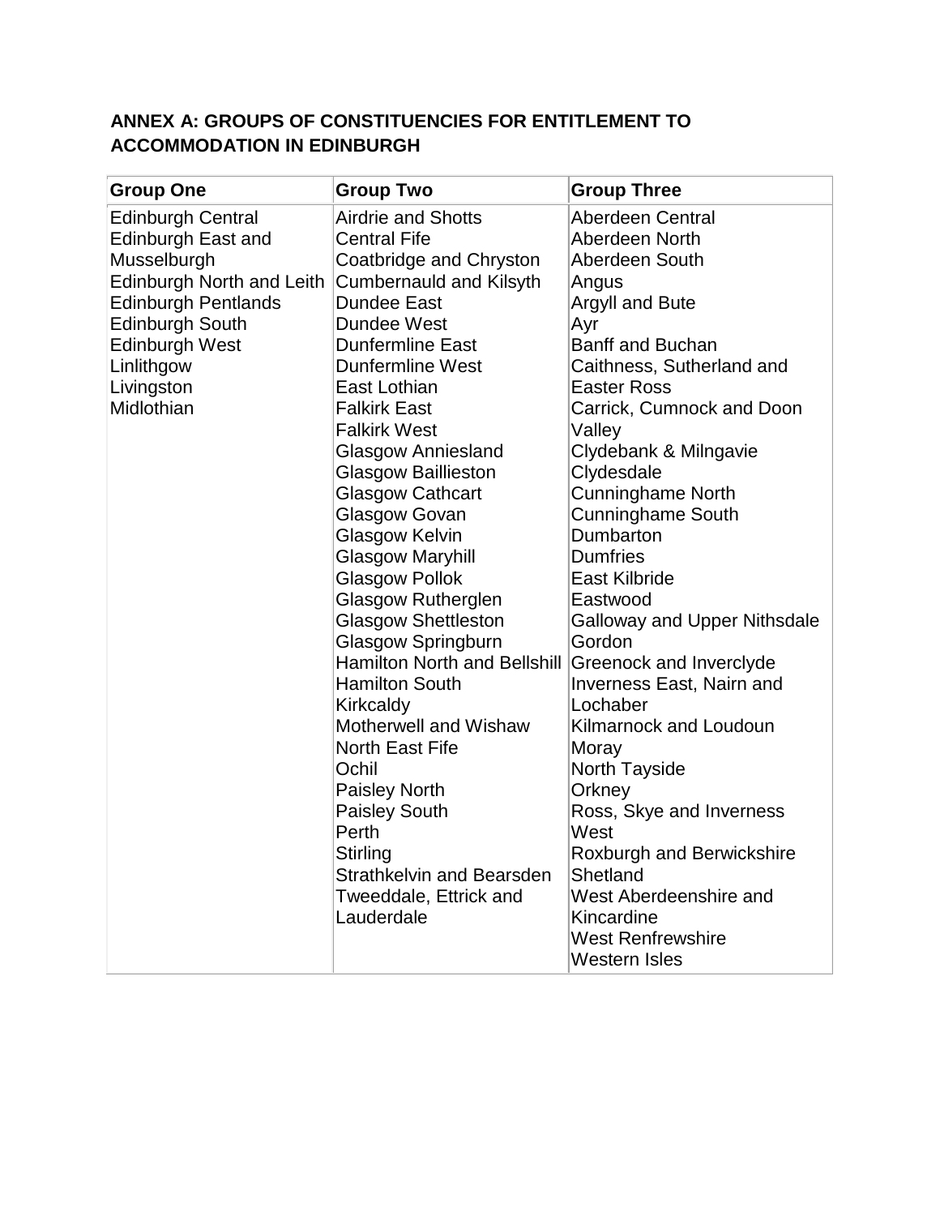## ANNEX A: GROUPS OF CONSTITUENCIES FOR ENTITLEMENT TO ACCOMMODATION IN EDINBURGH

| Group One | Group Two | Group Three |
|---|---|---|
| Edinburgh Central | Airdrie and Shotts | Aberdeen Central |
| Edinburgh East and Musselburgh | Central Fife | Aberdeen North |
| Edinburgh North and Leith | Coatbridge and Chryston | Aberdeen South |
| Edinburgh Pentlands | Cumbernauld and Kilsyth | Angus |
| Edinburgh South | Dundee East | Argyll and Bute |
| Edinburgh West | Dundee West | Ayr |
| Linlithgow | Dunfermline East | Banff and Buchan |
| Livingston | Dunfermline West | Caithness, Sutherland and Easter Ross |
| Midlothian | East Lothian | Carrick, Cumnock and Doon Valley |
| | Falkirk East | Clydebank & Milngavie |
| | Falkirk West | Clydesdale |
| | Glasgow Anniesland | Cunninghame North |
| | Glasgow Baillieston | Cunninghame South |
| | Glasgow Cathcart | Dumbarton |
| | Glasgow Govan | Dumfries |
| | Glasgow Kelvin | East Kilbride |
| | Glasgow Maryhill | Eastwood |
| | Glasgow Pollok | Galloway and Upper Nithsdale |
| | Glasgow Rutherglen | Gordon |
| | Glasgow Shettleston | Greenock and Inverclyde |
| | Glasgow Springburn | Inverness East, Nairn and Lochaber |
| | Hamilton North and Bellshill | Kilmarnock and Loudoun |
| | Hamilton South | Moray |
| | Kirkcaldy | North Tayside |
| | Motherwell and Wishaw | Orkney |
| | North East Fife | Ross, Skye and Inverness West |
| | Ochil | Roxburgh and Berwickshire |
| | Paisley North | Shetland |
| | Paisley South | West Aberdeenshire and Kincardine |
| | Perth | West Renfrewshire |
| | Stirling | Western Isles |
| | Strathkelvin and Bearsden | |
| | Tweeddale, Ettrick and Lauderdale | |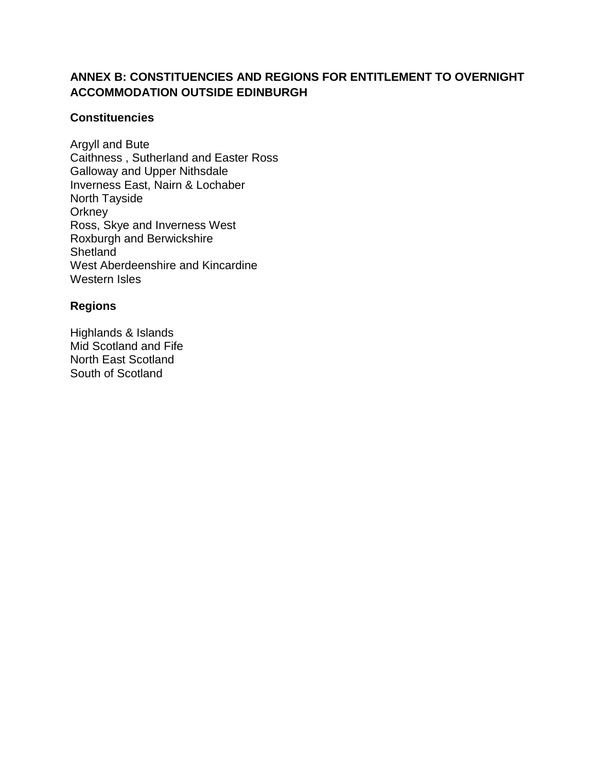## ANNEX B: CONSTITUENCIES AND REGIONS FOR ENTITLEMENT TO OVERNIGHT ACCOMMODATION OUTSIDE EDINBURGH

### Constituencies

Argyll and Bute
Caithness , Sutherland and Easter Ross
Galloway and Upper Nithsdale
Inverness East, Nairn & Lochaber
North Tayside
Orkney
Ross, Skye and Inverness West
Roxburgh and Berwickshire
Shetland
West Aberdeenshire and Kincardine
Western Isles

### Regions

Highlands & Islands
Mid Scotland and Fife
North East Scotland
South of Scotland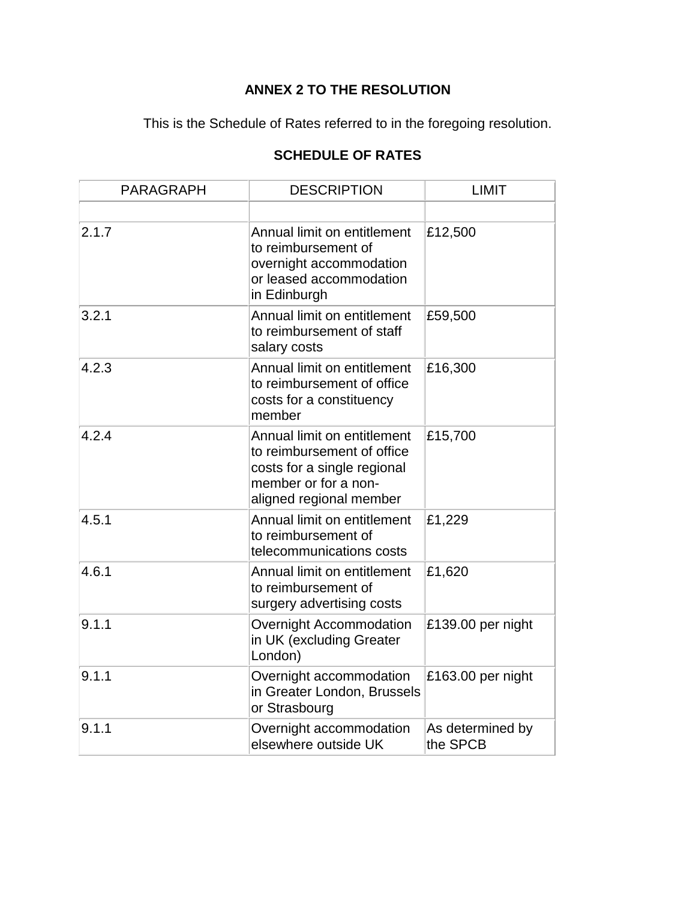**ANNEX 2 TO THE RESOLUTION**

This is the Schedule of Rates referred to in the foregoing resolution.

**SCHEDULE OF RATES**

| PARAGRAPH | DESCRIPTION | LIMIT |
|---|---|---|
| | | |
| 2.1.7 | Annual limit on entitlement to reimbursement of overnight accommodation or leased accommodation in Edinburgh | £12,500 |
| 3.2.1 | Annual limit on entitlement to reimbursement of staff salary costs | £59,500 |
| 4.2.3 | Annual limit on entitlement to reimbursement of office costs for a constituency member | £16,300 |
| 4.2.4 | Annual limit on entitlement to reimbursement of office costs for a single regional member or for a non-aligned regional member | £15,700 |
| 4.5.1 | Annual limit on entitlement to reimbursement of telecommunications costs | £1,229 |
| 4.6.1 | Annual limit on entitlement to reimbursement of surgery advertising costs | £1,620 |
| 9.1.1 | Overnight Accommodation in UK (excluding Greater London) | £139.00 per night |
| 9.1.1 | Overnight accommodation in Greater London, Brussels or Strasbourg | £163.00 per night |
| 9.1.1 | Overnight accommodation elsewhere outside UK | As determined by the SPCB |